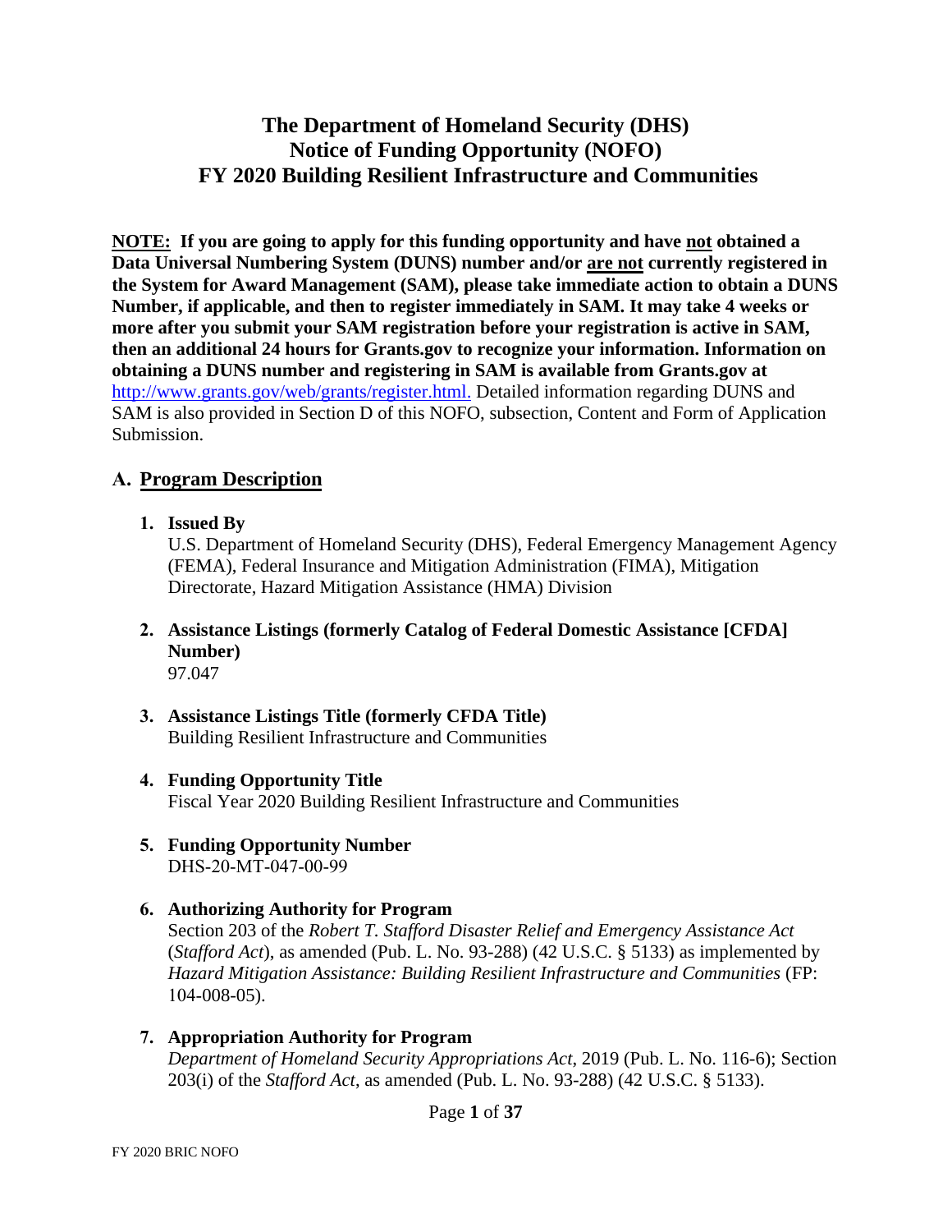# The Department of Homeland Security (DHS)
# Notice of Funding Opportunity (NOFO)
# FY 2020 Building Resilient Infrastructure and Communities

**NOTE: If you are going to apply for this funding opportunity and have not obtained a Data Universal Numbering System (DUNS) number and/or are not currently registered in the System for Award Management (SAM), please take immediate action to obtain a DUNS Number, if applicable, and then to register immediately in SAM. It may take 4 weeks or more after you submit your SAM registration before your registration is active in SAM, then an additional 24 hours for Grants.gov to recognize your information. Information on obtaining a DUNS number and registering in SAM is available from Grants.gov at** http://www.grants.gov/web/grants/register.html. Detailed information regarding DUNS and SAM is also provided in Section D of this NOFO, subsection, Content and Form of Application Submission.

## A. Program Description

1. **Issued By**
   U.S. Department of Homeland Security (DHS), Federal Emergency Management Agency (FEMA), Federal Insurance and Mitigation Administration (FIMA), Mitigation Directorate, Hazard Mitigation Assistance (HMA) Division

2. **Assistance Listings (formerly Catalog of Federal Domestic Assistance [CFDA] Number)**
   97.047

3. **Assistance Listings Title (formerly CFDA Title)**
   Building Resilient Infrastructure and Communities

4. **Funding Opportunity Title**
   Fiscal Year 2020 Building Resilient Infrastructure and Communities

5. **Funding Opportunity Number**
   DHS-20-MT-047-00-99

6. **Authorizing Authority for Program**
   Section 203 of the *Robert T. Stafford Disaster Relief and Emergency Assistance Act* (*Stafford Act*), as amended (Pub. L. No. 93-288) (42 U.S.C. § 5133) as implemented by *Hazard Mitigation Assistance: Building Resilient Infrastructure and Communities* (FP: 104-008-05).

7. **Appropriation Authority for Program**
   *Department of Homeland Security Appropriations Act*, 2019 (Pub. L. No. 116-6); Section 203(i) of the *Stafford Act*, as amended (Pub. L. No. 93-288) (42 U.S.C. § 5133).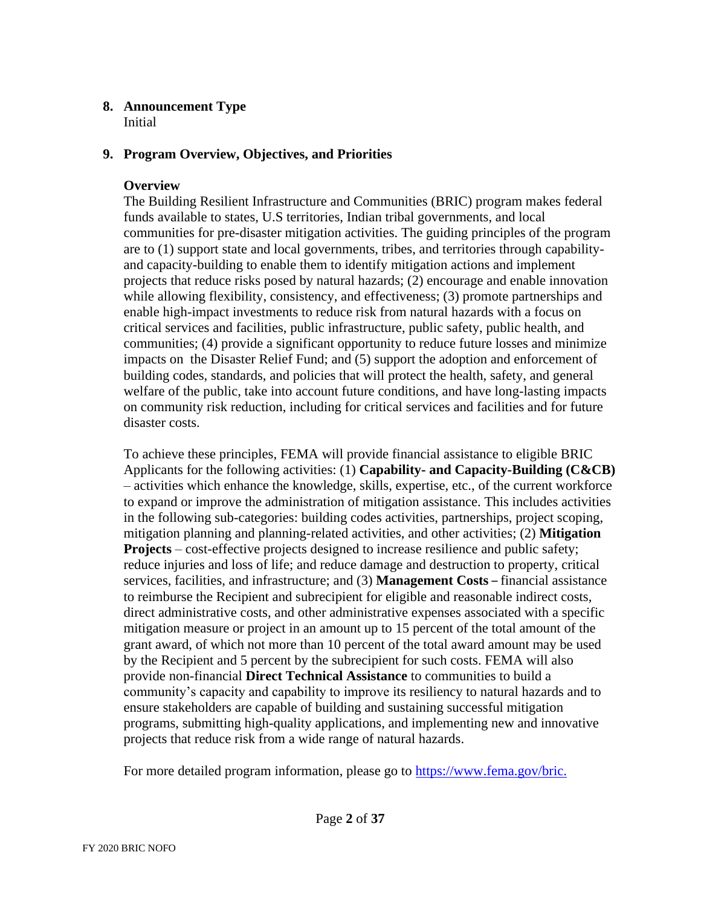## 8. Announcement Type

Initial

## 9. Program Overview, Objectives, and Priorities

### Overview

The Building Resilient Infrastructure and Communities (BRIC) program makes federal funds available to states, U.S territories, Indian tribal governments, and local communities for pre-disaster mitigation activities. The guiding principles of the program are to (1) support state and local governments, tribes, and territories through capability- and capacity-building to enable them to identify mitigation actions and implement projects that reduce risks posed by natural hazards; (2) encourage and enable innovation while allowing flexibility, consistency, and effectiveness; (3) promote partnerships and enable high-impact investments to reduce risk from natural hazards with a focus on critical services and facilities, public infrastructure, public safety, public health, and communities; (4) provide a significant opportunity to reduce future losses and minimize impacts on the Disaster Relief Fund; and (5) support the adoption and enforcement of building codes, standards, and policies that will protect the health, safety, and general welfare of the public, take into account future conditions, and have long-lasting impacts on community risk reduction, including for critical services and facilities and for future disaster costs.

To achieve these principles, FEMA will provide financial assistance to eligible BRIC Applicants for the following activities: (1) **Capability- and Capacity-Building (C&CB)** – activities which enhance the knowledge, skills, expertise, etc., of the current workforce to expand or improve the administration of mitigation assistance. This includes activities in the following sub-categories: building codes activities, partnerships, project scoping, mitigation planning and planning-related activities, and other activities; (2) **Mitigation Projects** – cost-effective projects designed to increase resilience and public safety; reduce injuries and loss of life; and reduce damage and destruction to property, critical services, facilities, and infrastructure; and (3) **Management Costs** – financial assistance to reimburse the Recipient and subrecipient for eligible and reasonable indirect costs, direct administrative costs, and other administrative expenses associated with a specific mitigation measure or project in an amount up to 15 percent of the total amount of the grant award, of which not more than 10 percent of the total award amount may be used by the Recipient and 5 percent by the subrecipient for such costs. FEMA will also provide non-financial **Direct Technical Assistance** to communities to build a community's capacity and capability to improve its resiliency to natural hazards and to ensure stakeholders are capable of building and sustaining successful mitigation programs, submitting high-quality applications, and implementing new and innovative projects that reduce risk from a wide range of natural hazards.

For more detailed program information, please go to https://www.fema.gov/bric.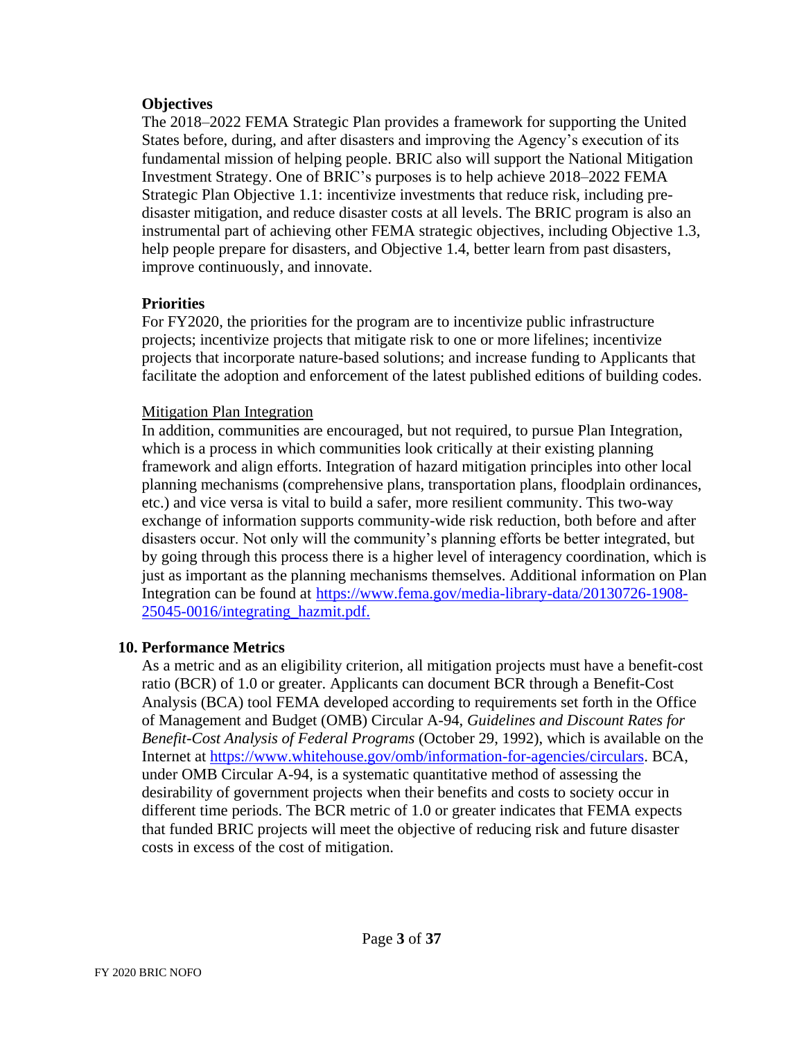**Objectives**

The 2018–2022 FEMA Strategic Plan provides a framework for supporting the United States before, during, and after disasters and improving the Agency's execution of its fundamental mission of helping people. BRIC also will support the National Mitigation Investment Strategy. One of BRIC's purposes is to help achieve 2018–2022 FEMA Strategic Plan Objective 1.1: incentivize investments that reduce risk, including pre-disaster mitigation, and reduce disaster costs at all levels. The BRIC program is also an instrumental part of achieving other FEMA strategic objectives, including Objective 1.3, help people prepare for disasters, and Objective 1.4, better learn from past disasters, improve continuously, and innovate.

**Priorities**

For FY2020, the priorities for the program are to incentivize public infrastructure projects; incentivize projects that mitigate risk to one or more lifelines; incentivize projects that incorporate nature-based solutions; and increase funding to Applicants that facilitate the adoption and enforcement of the latest published editions of building codes.

Mitigation Plan Integration

In addition, communities are encouraged, but not required, to pursue Plan Integration, which is a process in which communities look critically at their existing planning framework and align efforts. Integration of hazard mitigation principles into other local planning mechanisms (comprehensive plans, transportation plans, floodplain ordinances, etc.) and vice versa is vital to build a safer, more resilient community. This two-way exchange of information supports community-wide risk reduction, both before and after disasters occur. Not only will the community's planning efforts be better integrated, but by going through this process there is a higher level of interagency coordination, which is just as important as the planning mechanisms themselves. Additional information on Plan Integration can be found at [https://www.fema.gov/media-library-data/20130726-1908-25045-0016/integrating_hazmit.pdf.](https://www.fema.gov/media-library-data/20130726-1908-25045-0016/integrating_hazmit.pdf)

**10. Performance Metrics**

As a metric and as an eligibility criterion, all mitigation projects must have a benefit-cost ratio (BCR) of 1.0 or greater. Applicants can document BCR through a Benefit-Cost Analysis (BCA) tool FEMA developed according to requirements set forth in the Office of Management and Budget (OMB) Circular A-94, *Guidelines and Discount Rates for Benefit-Cost Analysis of Federal Programs* (October 29, 1992), which is available on the Internet at [https://www.whitehouse.gov/omb/information-for-agencies/circulars](https://www.whitehouse.gov/omb/information-for-agencies/circulars). BCA, under OMB Circular A-94, is a systematic quantitative method of assessing the desirability of government projects when their benefits and costs to society occur in different time periods. The BCR metric of 1.0 or greater indicates that FEMA expects that funded BRIC projects will meet the objective of reducing risk and future disaster costs in excess of the cost of mitigation.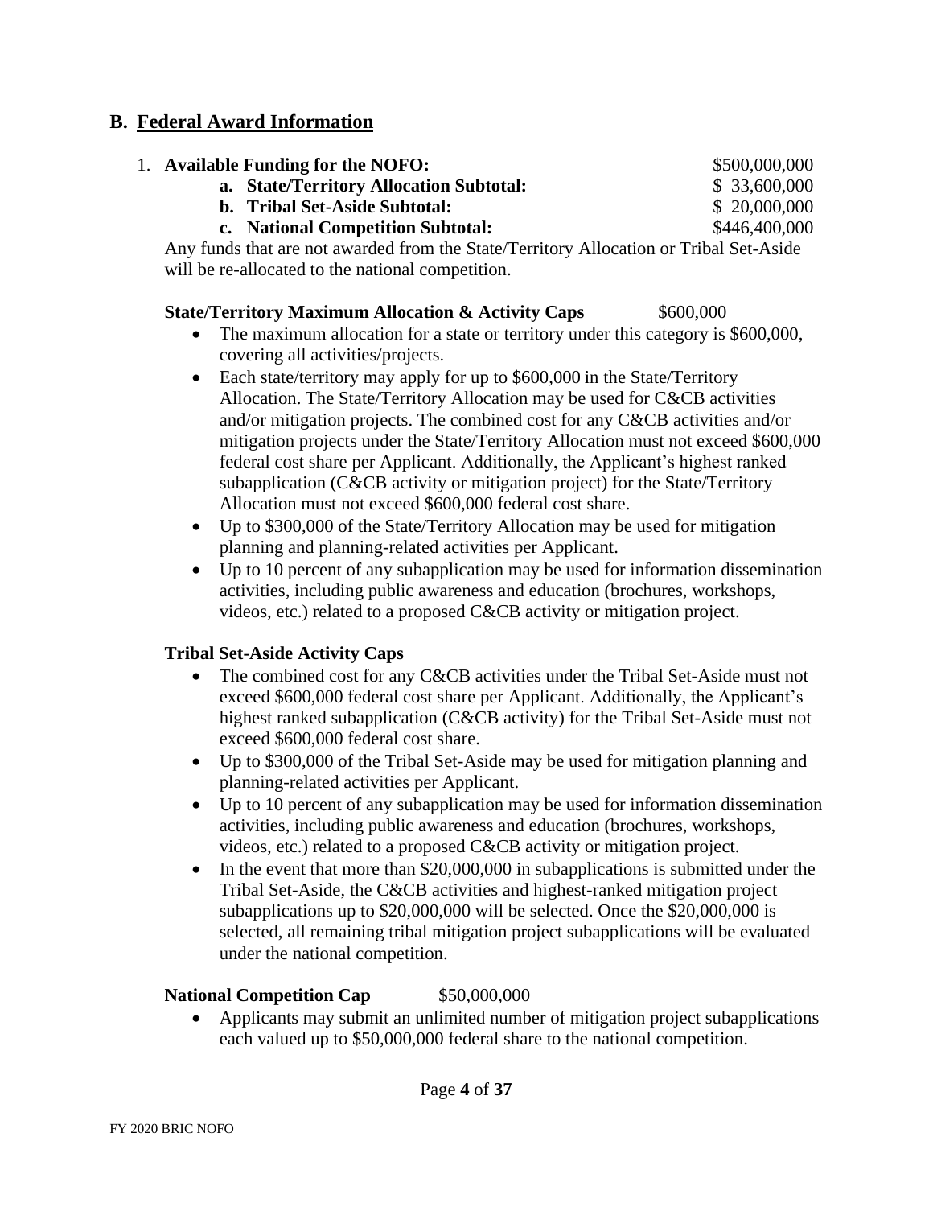## B. Federal Award Information

1. **Available Funding for the NOFO:** $500,000,000
   - **a. State/Territory Allocation Subtotal:** $ 33,600,000
   - **b. Tribal Set-Aside Subtotal:** $ 20,000,000
   - **c. National Competition Subtotal:** $446,400,000

   Any funds that are not awarded from the State/Territory Allocation or Tribal Set-Aside will be re-allocated to the national competition.

   **State/Territory Maximum Allocation & Activity Caps** $600,000

   - The maximum allocation for a state or territory under this category is $600,000, covering all activities/projects.
   - Each state/territory may apply for up to $600,000 in the State/Territory Allocation. The State/Territory Allocation may be used for C&CB activities and/or mitigation projects. The combined cost for any C&CB activities and/or mitigation projects under the State/Territory Allocation must not exceed $600,000 federal cost share per Applicant. Additionally, the Applicant's highest ranked subapplication (C&CB activity or mitigation project) for the State/Territory Allocation must not exceed $600,000 federal cost share.
   - Up to $300,000 of the State/Territory Allocation may be used for mitigation planning and planning-related activities per Applicant.
   - Up to 10 percent of any subapplication may be used for information dissemination activities, including public awareness and education (brochures, workshops, videos, etc.) related to a proposed C&CB activity or mitigation project.

   **Tribal Set-Aside Activity Caps**

   - The combined cost for any C&CB activities under the Tribal Set-Aside must not exceed $600,000 federal cost share per Applicant. Additionally, the Applicant's highest ranked subapplication (C&CB activity) for the Tribal Set-Aside must not exceed $600,000 federal cost share.
   - Up to $300,000 of the Tribal Set-Aside may be used for mitigation planning and planning-related activities per Applicant.
   - Up to 10 percent of any subapplication may be used for information dissemination activities, including public awareness and education (brochures, workshops, videos, etc.) related to a proposed C&CB activity or mitigation project.
   - In the event that more than $20,000,000 in subapplications is submitted under the Tribal Set-Aside, the C&CB activities and highest-ranked mitigation project subapplications up to $20,000,000 will be selected. Once the $20,000,000 is selected, all remaining tribal mitigation project subapplications will be evaluated under the national competition.

   **National Competition Cap** $50,000,000

   - Applicants may submit an unlimited number of mitigation project subapplications each valued up to $50,000,000 federal share to the national competition.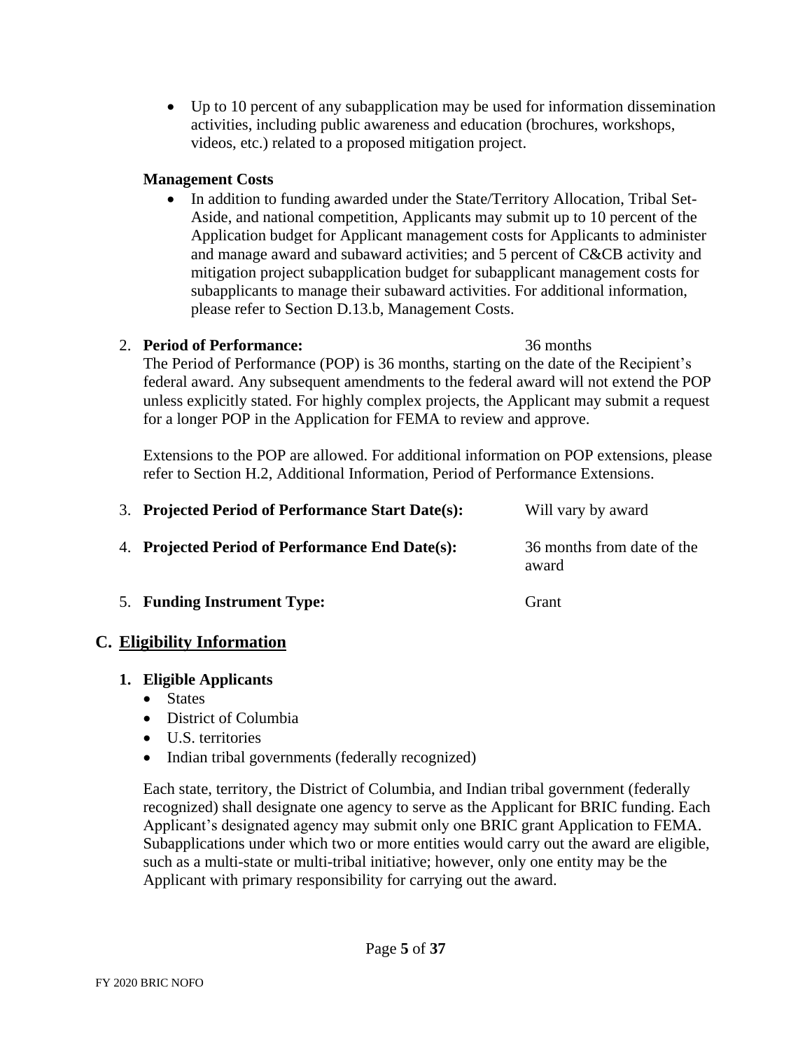- Up to 10 percent of any subapplication may be used for information dissemination activities, including public awareness and education (brochures, workshops, videos, etc.) related to a proposed mitigation project.

**Management Costs**

- In addition to funding awarded under the State/Territory Allocation, Tribal Set-Aside, and national competition, Applicants may submit up to 10 percent of the Application budget for Applicant management costs for Applicants to administer and manage award and subaward activities; and 5 percent of C&CB activity and mitigation project subapplication budget for subapplicant management costs for subapplicants to manage their subaward activities. For additional information, please refer to Section D.13.b, Management Costs.

2. **Period of Performance:** 36 months

The Period of Performance (POP) is 36 months, starting on the date of the Recipient's federal award. Any subsequent amendments to the federal award will not extend the POP unless explicitly stated. For highly complex projects, the Applicant may submit a request for a longer POP in the Application for FEMA to review and approve.

Extensions to the POP are allowed. For additional information on POP extensions, please refer to Section H.2, Additional Information, Period of Performance Extensions.

3. **Projected Period of Performance Start Date(s):** Will vary by award

4. **Projected Period of Performance End Date(s):** 36 months from date of the award

5. **Funding Instrument Type:** Grant

## C. Eligibility Information

### 1. Eligible Applicants

- States
- District of Columbia
- U.S. territories
- Indian tribal governments (federally recognized)

Each state, territory, the District of Columbia, and Indian tribal government (federally recognized) shall designate one agency to serve as the Applicant for BRIC funding. Each Applicant's designated agency may submit only one BRIC grant Application to FEMA. Subapplications under which two or more entities would carry out the award are eligible, such as a multi-state or multi-tribal initiative; however, only one entity may be the Applicant with primary responsibility for carrying out the award.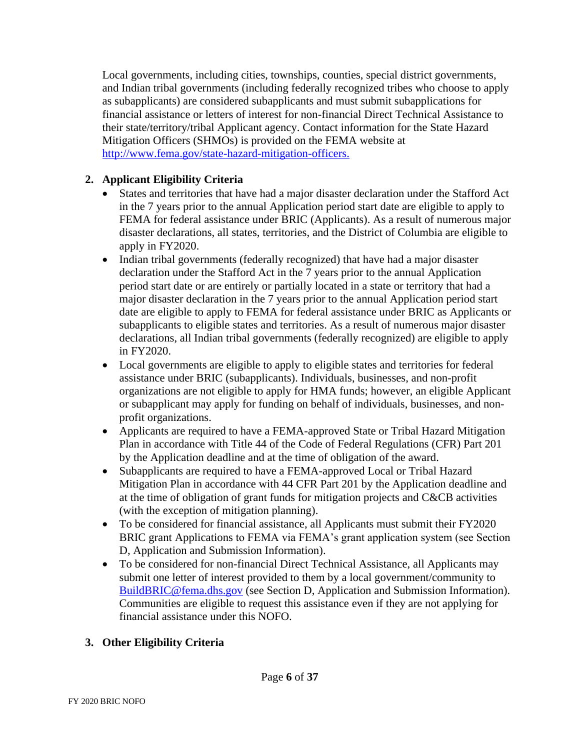Local governments, including cities, townships, counties, special district governments, and Indian tribal governments (including federally recognized tribes who choose to apply as subapplicants) are considered subapplicants and must submit subapplications for financial assistance or letters of interest for non-financial Direct Technical Assistance to their state/territory/tribal Applicant agency. Contact information for the State Hazard Mitigation Officers (SHMOs) is provided on the FEMA website at [http://www.fema.gov/state-hazard-mitigation-officers.](http://www.fema.gov/state-hazard-mitigation-officers)

**2. Applicant Eligibility Criteria**

- States and territories that have had a major disaster declaration under the Stafford Act in the 7 years prior to the annual Application period start date are eligible to apply to FEMA for federal assistance under BRIC (Applicants). As a result of numerous major disaster declarations, all states, territories, and the District of Columbia are eligible to apply in FY2020.
- Indian tribal governments (federally recognized) that have had a major disaster declaration under the Stafford Act in the 7 years prior to the annual Application period start date or are entirely or partially located in a state or territory that had a major disaster declaration in the 7 years prior to the annual Application period start date are eligible to apply to FEMA for federal assistance under BRIC as Applicants or subapplicants to eligible states and territories. As a result of numerous major disaster declarations, all Indian tribal governments (federally recognized) are eligible to apply in FY2020.
- Local governments are eligible to apply to eligible states and territories for federal assistance under BRIC (subapplicants). Individuals, businesses, and non-profit organizations are not eligible to apply for HMA funds; however, an eligible Applicant or subapplicant may apply for funding on behalf of individuals, businesses, and non-profit organizations.
- Applicants are required to have a FEMA-approved State or Tribal Hazard Mitigation Plan in accordance with Title 44 of the Code of Federal Regulations (CFR) Part 201 by the Application deadline and at the time of obligation of the award.
- Subapplicants are required to have a FEMA-approved Local or Tribal Hazard Mitigation Plan in accordance with 44 CFR Part 201 by the Application deadline and at the time of obligation of grant funds for mitigation projects and C&CB activities (with the exception of mitigation planning).
- To be considered for financial assistance, all Applicants must submit their FY2020 BRIC grant Applications to FEMA via FEMA's grant application system (see Section D, Application and Submission Information).
- To be considered for non-financial Direct Technical Assistance, all Applicants may submit one letter of interest provided to them by a local government/community to [BuildBRIC@fema.dhs.gov](mailto:BuildBRIC@fema.dhs.gov) (see Section D, Application and Submission Information). Communities are eligible to request this assistance even if they are not applying for financial assistance under this NOFO.

**3. Other Eligibility Criteria**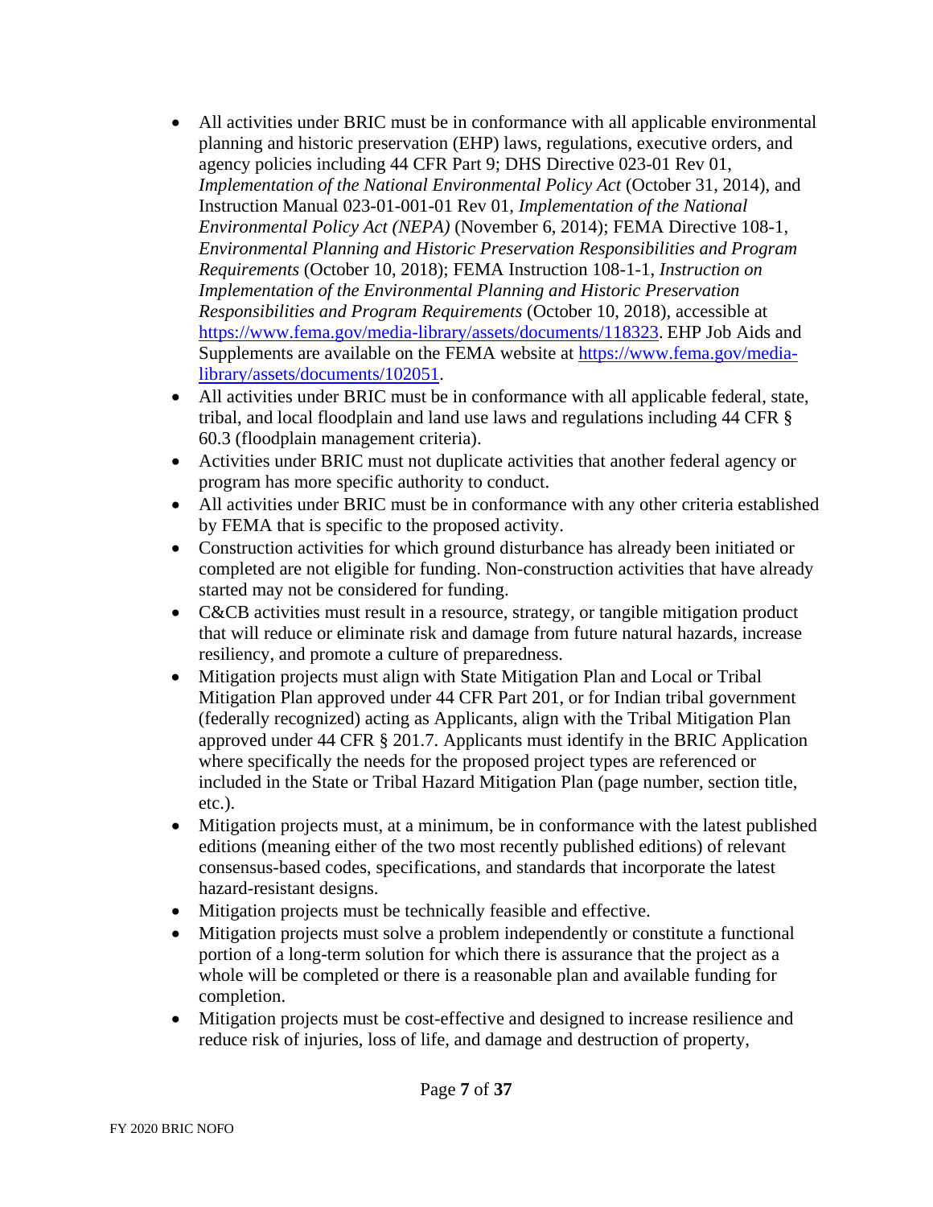- All activities under BRIC must be in conformance with all applicable environmental planning and historic preservation (EHP) laws, regulations, executive orders, and agency policies including 44 CFR Part 9; DHS Directive 023-01 Rev 01, *Implementation of the National Environmental Policy Act* (October 31, 2014), and Instruction Manual 023-01-001-01 Rev 01, *Implementation of the National Environmental Policy Act (NEPA)* (November 6, 2014); FEMA Directive 108-1, *Environmental Planning and Historic Preservation Responsibilities and Program Requirements* (October 10, 2018); FEMA Instruction 108-1-1, *Instruction on Implementation of the Environmental Planning and Historic Preservation Responsibilities and Program Requirements* (October 10, 2018), accessible at [https://www.fema.gov/media-library/assets/documents/118323](https://www.fema.gov/media-library/assets/documents/118323). EHP Job Aids and Supplements are available on the FEMA website at [https://www.fema.gov/media-library/assets/documents/102051](https://www.fema.gov/media-library/assets/documents/102051).
- All activities under BRIC must be in conformance with all applicable federal, state, tribal, and local floodplain and land use laws and regulations including 44 CFR § 60.3 (floodplain management criteria).
- Activities under BRIC must not duplicate activities that another federal agency or program has more specific authority to conduct.
- All activities under BRIC must be in conformance with any other criteria established by FEMA that is specific to the proposed activity.
- Construction activities for which ground disturbance has already been initiated or completed are not eligible for funding. Non-construction activities that have already started may not be considered for funding.
- C&CB activities must result in a resource, strategy, or tangible mitigation product that will reduce or eliminate risk and damage from future natural hazards, increase resiliency, and promote a culture of preparedness.
- Mitigation projects must align with State Mitigation Plan and Local or Tribal Mitigation Plan approved under 44 CFR Part 201, or for Indian tribal government (federally recognized) acting as Applicants, align with the Tribal Mitigation Plan approved under 44 CFR § 201.7. Applicants must identify in the BRIC Application where specifically the needs for the proposed project types are referenced or included in the State or Tribal Hazard Mitigation Plan (page number, section title, etc.).
- Mitigation projects must, at a minimum, be in conformance with the latest published editions (meaning either of the two most recently published editions) of relevant consensus-based codes, specifications, and standards that incorporate the latest hazard-resistant designs.
- Mitigation projects must be technically feasible and effective.
- Mitigation projects must solve a problem independently or constitute a functional portion of a long-term solution for which there is assurance that the project as a whole will be completed or there is a reasonable plan and available funding for completion.
- Mitigation projects must be cost-effective and designed to increase resilience and reduce risk of injuries, loss of life, and damage and destruction of property,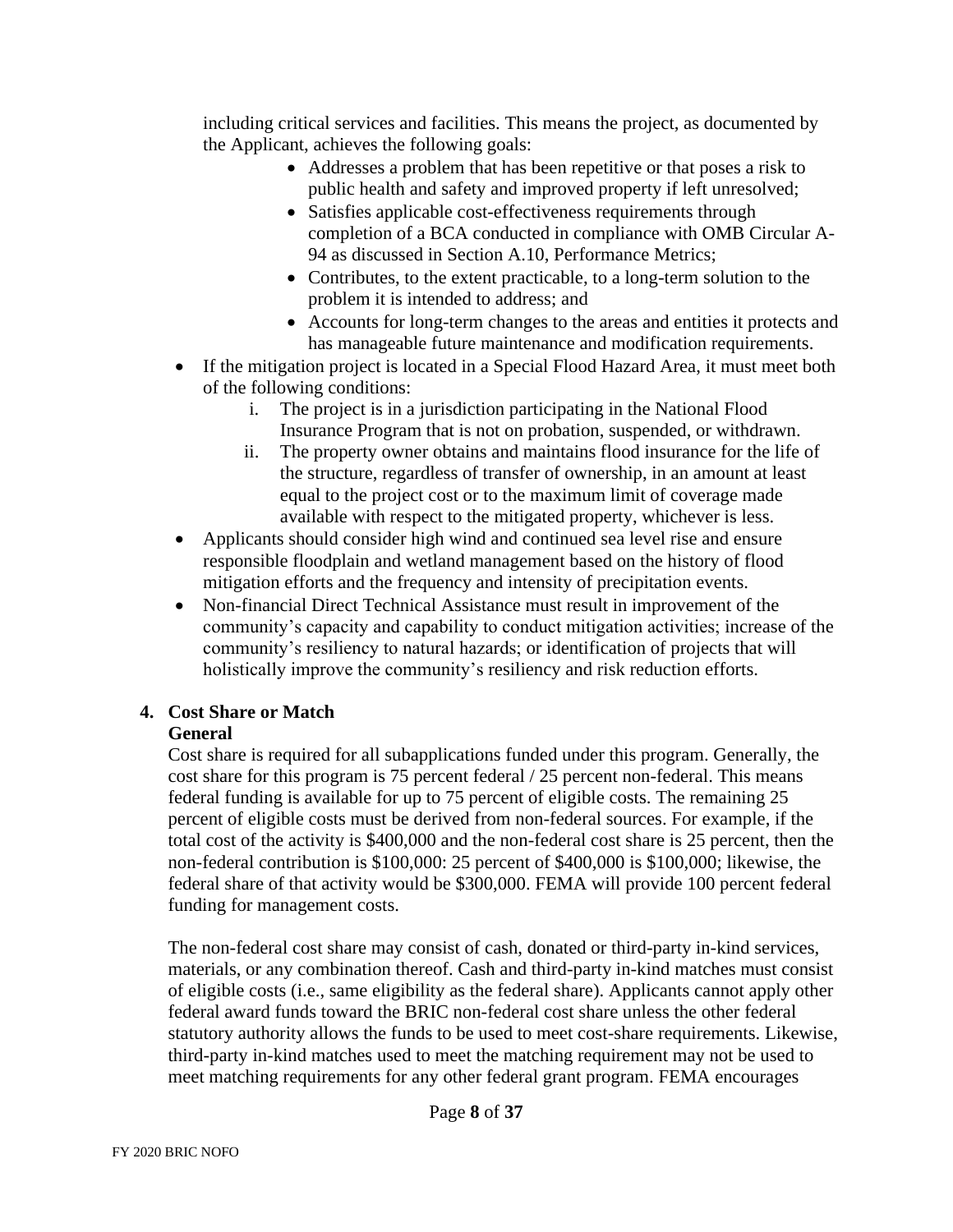including critical services and facilities. This means the project, as documented by the Applicant, achieves the following goals:

  - Addresses a problem that has been repetitive or that poses a risk to public health and safety and improved property if left unresolved;
  - Satisfies applicable cost-effectiveness requirements through completion of a BCA conducted in compliance with OMB Circular A-94 as discussed in Section A.10, Performance Metrics;
  - Contributes, to the extent practicable, to a long-term solution to the problem it is intended to address; and
  - Accounts for long-term changes to the areas and entities it protects and has manageable future maintenance and modification requirements.

- If the mitigation project is located in a Special Flood Hazard Area, it must meet both of the following conditions:
  i. The project is in a jurisdiction participating in the National Flood Insurance Program that is not on probation, suspended, or withdrawn.
  ii. The property owner obtains and maintains flood insurance for the life of the structure, regardless of transfer of ownership, in an amount at least equal to the project cost or to the maximum limit of coverage made available with respect to the mitigated property, whichever is less.
- Applicants should consider high wind and continued sea level rise and ensure responsible floodplain and wetland management based on the history of flood mitigation efforts and the frequency and intensity of precipitation events.
- Non-financial Direct Technical Assistance must result in improvement of the community's capacity and capability to conduct mitigation activities; increase of the community's resiliency to natural hazards; or identification of projects that will holistically improve the community's resiliency and risk reduction efforts.

### 4. Cost Share or Match

**General**

Cost share is required for all subapplications funded under this program. Generally, the cost share for this program is 75 percent federal / 25 percent non-federal. This means federal funding is available for up to 75 percent of eligible costs. The remaining 25 percent of eligible costs must be derived from non-federal sources. For example, if the total cost of the activity is $400,000 and the non-federal cost share is 25 percent, then the non-federal contribution is $100,000: 25 percent of $400,000 is $100,000; likewise, the federal share of that activity would be $300,000. FEMA will provide 100 percent federal funding for management costs.

The non-federal cost share may consist of cash, donated or third-party in-kind services, materials, or any combination thereof. Cash and third-party in-kind matches must consist of eligible costs (i.e., same eligibility as the federal share). Applicants cannot apply other federal award funds toward the BRIC non-federal cost share unless the other federal statutory authority allows the funds to be used to meet cost-share requirements. Likewise, third-party in-kind matches used to meet the matching requirement may not be used to meet matching requirements for any other federal grant program. FEMA encourages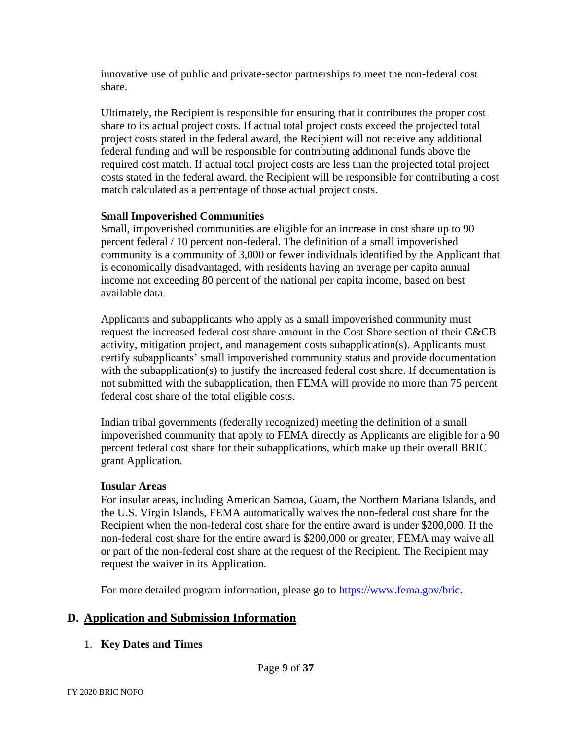innovative use of public and private-sector partnerships to meet the non-federal cost share.

Ultimately, the Recipient is responsible for ensuring that it contributes the proper cost share to its actual project costs. If actual total project costs exceed the projected total project costs stated in the federal award, the Recipient will not receive any additional federal funding and will be responsible for contributing additional funds above the required cost match. If actual total project costs are less than the projected total project costs stated in the federal award, the Recipient will be responsible for contributing a cost match calculated as a percentage of those actual project costs.

**Small Impoverished Communities**

Small, impoverished communities are eligible for an increase in cost share up to 90 percent federal / 10 percent non-federal. The definition of a small impoverished community is a community of 3,000 or fewer individuals identified by the Applicant that is economically disadvantaged, with residents having an average per capita annual income not exceeding 80 percent of the national per capita income, based on best available data.

Applicants and subapplicants who apply as a small impoverished community must request the increased federal cost share amount in the Cost Share section of their C&CB activity, mitigation project, and management costs subapplication(s). Applicants must certify subapplicants' small impoverished community status and provide documentation with the subapplication(s) to justify the increased federal cost share. If documentation is not submitted with the subapplication, then FEMA will provide no more than 75 percent federal cost share of the total eligible costs.

Indian tribal governments (federally recognized) meeting the definition of a small impoverished community that apply to FEMA directly as Applicants are eligible for a 90 percent federal cost share for their subapplications, which make up their overall BRIC grant Application.

**Insular Areas**

For insular areas, including American Samoa, Guam, the Northern Mariana Islands, and the U.S. Virgin Islands, FEMA automatically waives the non-federal cost share for the Recipient when the non-federal cost share for the entire award is under $200,000. If the non-federal cost share for the entire award is $200,000 or greater, FEMA may waive all or part of the non-federal cost share at the request of the Recipient. The Recipient may request the waiver in its Application.

For more detailed program information, please go to [https://www.fema.gov/bric.](https://www.fema.gov/bric)

## D. Application and Submission Information

1. **Key Dates and Times**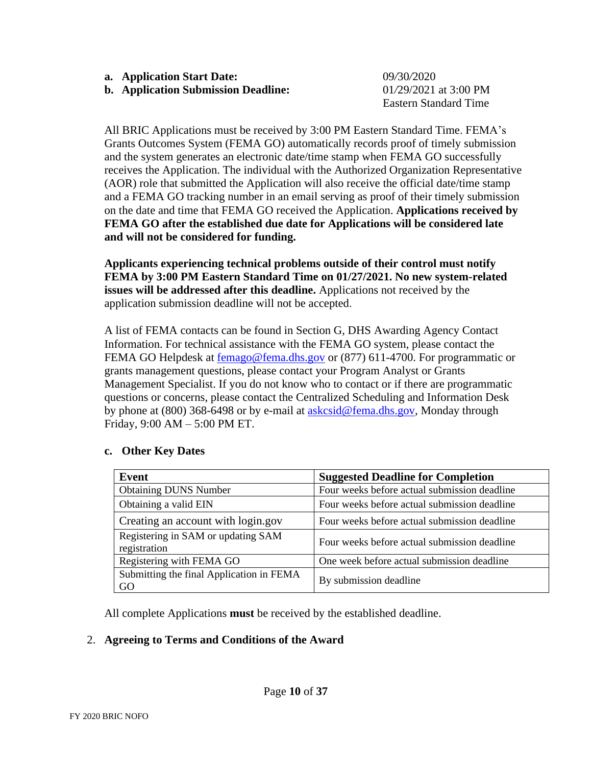**a. Application Start Date:** 09/30/2020

**b. Application Submission Deadline:** 01/29/2021 at 3:00 PM Eastern Standard Time

All BRIC Applications must be received by 3:00 PM Eastern Standard Time. FEMA's Grants Outcomes System (FEMA GO) automatically records proof of timely submission and the system generates an electronic date/time stamp when FEMA GO successfully receives the Application. The individual with the Authorized Organization Representative (AOR) role that submitted the Application will also receive the official date/time stamp and a FEMA GO tracking number in an email serving as proof of their timely submission on the date and time that FEMA GO received the Application. **Applications received by FEMA GO after the established due date for Applications will be considered late and will not be considered for funding.**

**Applicants experiencing technical problems outside of their control must notify FEMA by 3:00 PM Eastern Standard Time on 01/27/2021. No new system-related issues will be addressed after this deadline.** Applications not received by the application submission deadline will not be accepted.

A list of FEMA contacts can be found in Section G, DHS Awarding Agency Contact Information. For technical assistance with the FEMA GO system, please contact the FEMA GO Helpdesk at femago@fema.dhs.gov or (877) 611-4700. For programmatic or grants management questions, please contact your Program Analyst or Grants Management Specialist. If you do not know who to contact or if there are programmatic questions or concerns, please contact the Centralized Scheduling and Information Desk by phone at (800) 368-6498 or by e-mail at askcsid@fema.dhs.gov, Monday through Friday, 9:00 AM – 5:00 PM ET.

**c. Other Key Dates**

| Event | Suggested Deadline for Completion |
|---|---|
| Obtaining DUNS Number | Four weeks before actual submission deadline |
| Obtaining a valid EIN | Four weeks before actual submission deadline |
| Creating an account with login.gov | Four weeks before actual submission deadline |
| Registering in SAM or updating SAM registration | Four weeks before actual submission deadline |
| Registering with FEMA GO | One week before actual submission deadline |
| Submitting the final Application in FEMA GO | By submission deadline |

All complete Applications **must** be received by the established deadline.

2. **Agreeing to Terms and Conditions of the Award**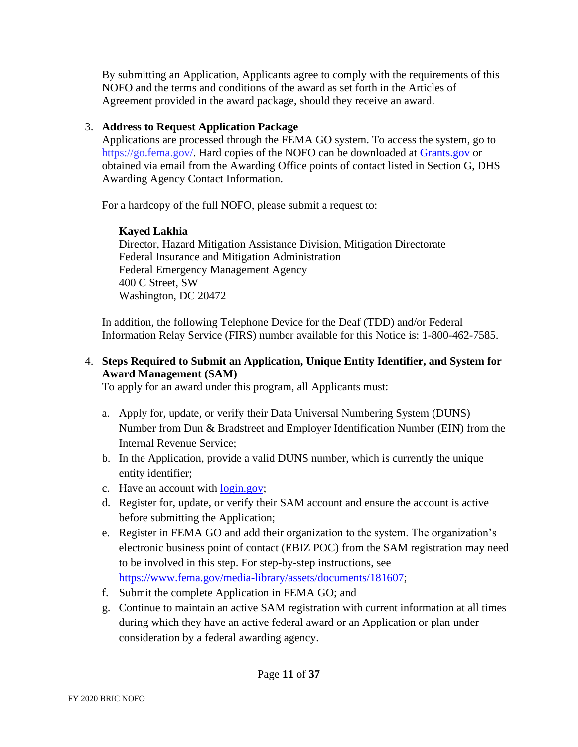By submitting an Application, Applicants agree to comply with the requirements of this NOFO and the terms and conditions of the award as set forth in the Articles of Agreement provided in the award package, should they receive an award.

3. **Address to Request Application Package**
   Applications are processed through the FEMA GO system. To access the system, go to https://go.fema.gov/. Hard copies of the NOFO can be downloaded at Grants.gov or obtained via email from the Awarding Office points of contact listed in Section G, DHS Awarding Agency Contact Information.

   For a hardcopy of the full NOFO, please submit a request to:

   **Kayed Lakhia**
   Director, Hazard Mitigation Assistance Division, Mitigation Directorate
   Federal Insurance and Mitigation Administration
   Federal Emergency Management Agency
   400 C Street, SW
   Washington, DC 20472

   In addition, the following Telephone Device for the Deaf (TDD) and/or Federal Information Relay Service (FIRS) number available for this Notice is: 1-800-462-7585.

4. **Steps Required to Submit an Application, Unique Entity Identifier, and System for Award Management (SAM)**
   To apply for an award under this program, all Applicants must:

   a. Apply for, update, or verify their Data Universal Numbering System (DUNS) Number from Dun & Bradstreet and Employer Identification Number (EIN) from the Internal Revenue Service;
   b. In the Application, provide a valid DUNS number, which is currently the unique entity identifier;
   c. Have an account with login.gov;
   d. Register for, update, or verify their SAM account and ensure the account is active before submitting the Application;
   e. Register in FEMA GO and add their organization to the system. The organization's electronic business point of contact (EBIZ POC) from the SAM registration may need to be involved in this step. For step-by-step instructions, see https://www.fema.gov/media-library/assets/documents/181607;
   f. Submit the complete Application in FEMA GO; and
   g. Continue to maintain an active SAM registration with current information at all times during which they have an active federal award or an Application or plan under consideration by a federal awarding agency.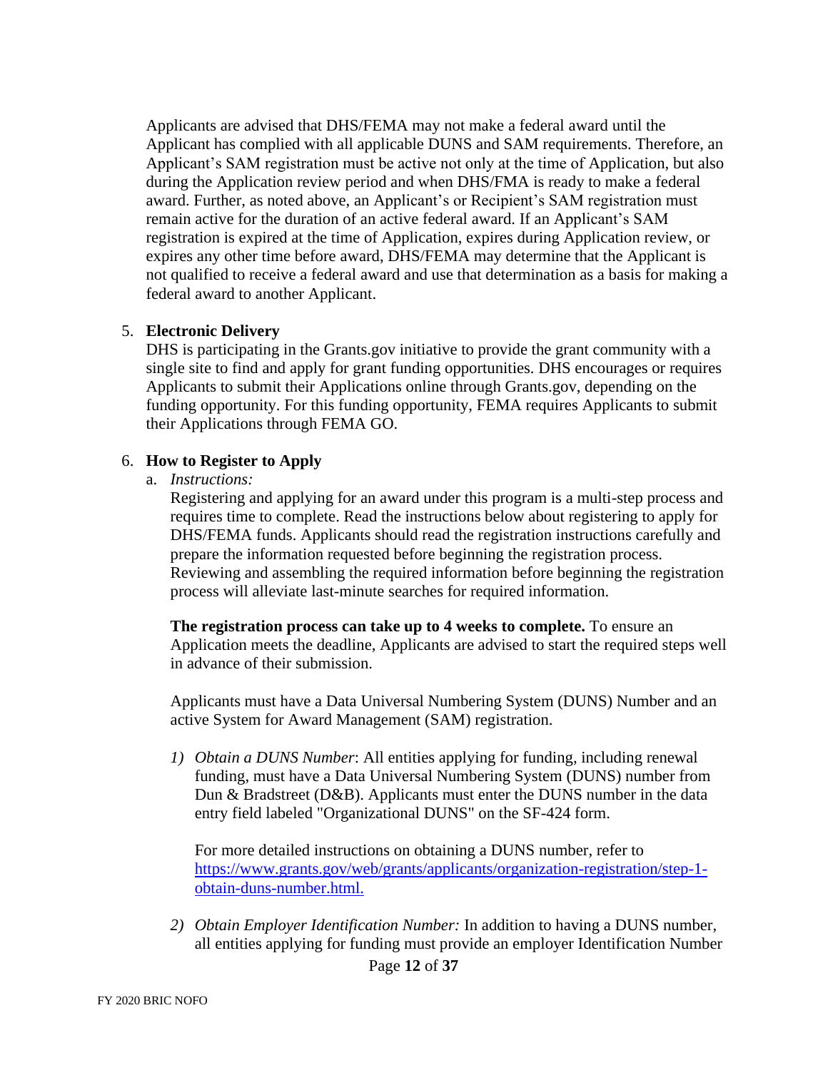Applicants are advised that DHS/FEMA may not make a federal award until the Applicant has complied with all applicable DUNS and SAM requirements. Therefore, an Applicant's SAM registration must be active not only at the time of Application, but also during the Application review period and when DHS/FMA is ready to make a federal award. Further, as noted above, an Applicant's or Recipient's SAM registration must remain active for the duration of an active federal award. If an Applicant's SAM registration is expired at the time of Application, expires during Application review, or expires any other time before award, DHS/FEMA may determine that the Applicant is not qualified to receive a federal award and use that determination as a basis for making a federal award to another Applicant.

5. **Electronic Delivery**
   DHS is participating in the Grants.gov initiative to provide the grant community with a single site to find and apply for grant funding opportunities. DHS encourages or requires Applicants to submit their Applications online through Grants.gov, depending on the funding opportunity. For this funding opportunity, FEMA requires Applicants to submit their Applications through FEMA GO.

6. **How to Register to Apply**
   a. *Instructions:*
      Registering and applying for an award under this program is a multi-step process and requires time to complete. Read the instructions below about registering to apply for DHS/FEMA funds. Applicants should read the registration instructions carefully and prepare the information requested before beginning the registration process. Reviewing and assembling the required information before beginning the registration process will alleviate last-minute searches for required information.

      **The registration process can take up to 4 weeks to complete.** To ensure an Application meets the deadline, Applicants are advised to start the required steps well in advance of their submission.

      Applicants must have a Data Universal Numbering System (DUNS) Number and an active System for Award Management (SAM) registration.

      1) *Obtain a DUNS Number*: All entities applying for funding, including renewal funding, must have a Data Universal Numbering System (DUNS) number from Dun & Bradstreet (D&B). Applicants must enter the DUNS number in the data entry field labeled "Organizational DUNS" on the SF-424 form.

         For more detailed instructions on obtaining a DUNS number, refer to [https://www.grants.gov/web/grants/applicants/organization-registration/step-1-obtain-duns-number.html.](https://www.grants.gov/web/grants/applicants/organization-registration/step-1-obtain-duns-number.html)

      2) *Obtain Employer Identification Number:* In addition to having a DUNS number, all entities applying for funding must provide an employer Identification Number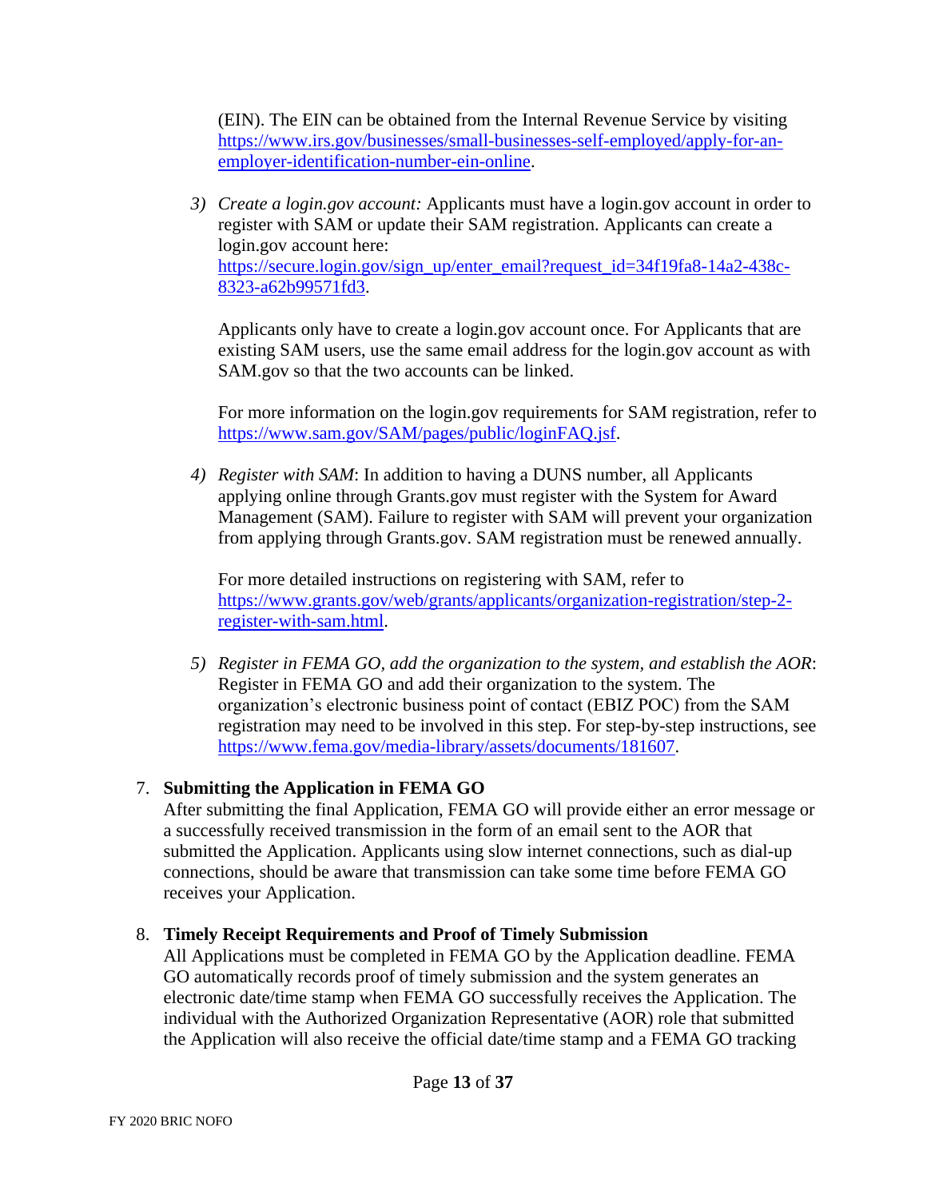(EIN). The EIN can be obtained from the Internal Revenue Service by visiting https://www.irs.gov/businesses/small-businesses-self-employed/apply-for-an-employer-identification-number-ein-online.

3) *Create a login.gov account:* Applicants must have a login.gov account in order to register with SAM or update their SAM registration. Applicants can create a login.gov account here: https://secure.login.gov/sign_up/enter_email?request_id=34f19fa8-14a2-438c-8323-a62b99571fd3.

   Applicants only have to create a login.gov account once. For Applicants that are existing SAM users, use the same email address for the login.gov account as with SAM.gov so that the two accounts can be linked.

   For more information on the login.gov requirements for SAM registration, refer to https://www.sam.gov/SAM/pages/public/loginFAQ.jsf.

4) *Register with SAM*: In addition to having a DUNS number, all Applicants applying online through Grants.gov must register with the System for Award Management (SAM). Failure to register with SAM will prevent your organization from applying through Grants.gov. SAM registration must be renewed annually.

   For more detailed instructions on registering with SAM, refer to https://www.grants.gov/web/grants/applicants/organization-registration/step-2-register-with-sam.html.

5) *Register in FEMA GO, add the organization to the system, and establish the AOR*: Register in FEMA GO and add their organization to the system. The organization's electronic business point of contact (EBIZ POC) from the SAM registration may need to be involved in this step. For step-by-step instructions, see https://www.fema.gov/media-library/assets/documents/181607.

7. **Submitting the Application in FEMA GO**
   After submitting the final Application, FEMA GO will provide either an error message or a successfully received transmission in the form of an email sent to the AOR that submitted the Application. Applicants using slow internet connections, such as dial-up connections, should be aware that transmission can take some time before FEMA GO receives your Application.

8. **Timely Receipt Requirements and Proof of Timely Submission**
   All Applications must be completed in FEMA GO by the Application deadline. FEMA GO automatically records proof of timely submission and the system generates an electronic date/time stamp when FEMA GO successfully receives the Application. The individual with the Authorized Organization Representative (AOR) role that submitted the Application will also receive the official date/time stamp and a FEMA GO tracking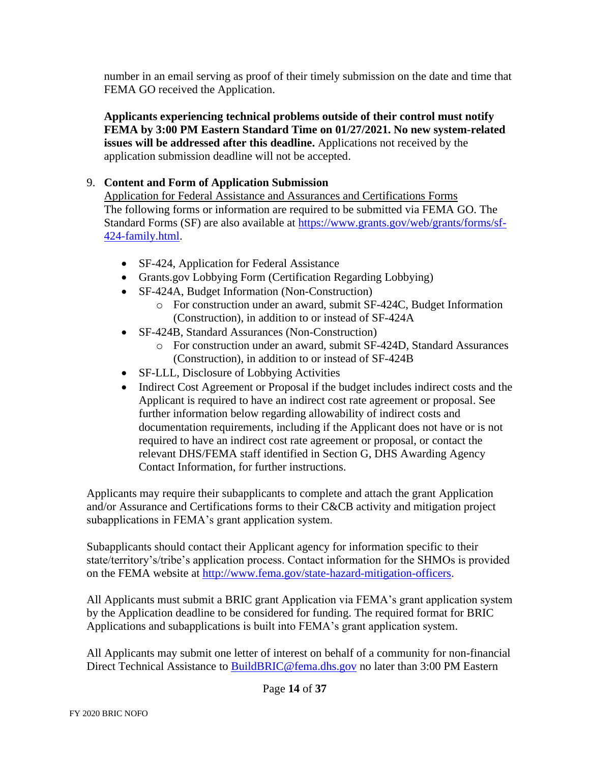number in an email serving as proof of their timely submission on the date and time that FEMA GO received the Application.

**Applicants experiencing technical problems outside of their control must notify FEMA by 3:00 PM Eastern Standard Time on 01/27/2021. No new system-related issues will be addressed after this deadline.** Applications not received by the application submission deadline will not be accepted.

9. **Content and Form of Application Submission**

   Application for Federal Assistance and Assurances and Certifications Forms

   The following forms or information are required to be submitted via FEMA GO. The Standard Forms (SF) are also available at [https://www.grants.gov/web/grants/forms/sf-424-family.html](https://www.grants.gov/web/grants/forms/sf-424-family.html).

   - SF-424, Application for Federal Assistance
   - Grants.gov Lobbying Form (Certification Regarding Lobbying)
   - SF-424A, Budget Information (Non-Construction)
     - For construction under an award, submit SF-424C, Budget Information (Construction), in addition to or instead of SF-424A
   - SF-424B, Standard Assurances (Non-Construction)
     - For construction under an award, submit SF-424D, Standard Assurances (Construction), in addition to or instead of SF-424B
   - SF-LLL, Disclosure of Lobbying Activities
   - Indirect Cost Agreement or Proposal if the budget includes indirect costs and the Applicant is required to have an indirect cost rate agreement or proposal. See further information below regarding allowability of indirect costs and documentation requirements, including if the Applicant does not have or is not required to have an indirect cost rate agreement or proposal, or contact the relevant DHS/FEMA staff identified in Section G, DHS Awarding Agency Contact Information, for further instructions.

Applicants may require their subapplicants to complete and attach the grant Application and/or Assurance and Certifications forms to their C&CB activity and mitigation project subapplications in FEMA's grant application system.

Subapplicants should contact their Applicant agency for information specific to their state/territory's/tribe's application process. Contact information for the SHMOs is provided on the FEMA website at [http://www.fema.gov/state-hazard-mitigation-officers](http://www.fema.gov/state-hazard-mitigation-officers).

All Applicants must submit a BRIC grant Application via FEMA's grant application system by the Application deadline to be considered for funding. The required format for BRIC Applications and subapplications is built into FEMA's grant application system.

All Applicants may submit one letter of interest on behalf of a community for non-financial Direct Technical Assistance to [BuildBRIC@fema.dhs.gov](mailto:BuildBRIC@fema.dhs.gov) no later than 3:00 PM Eastern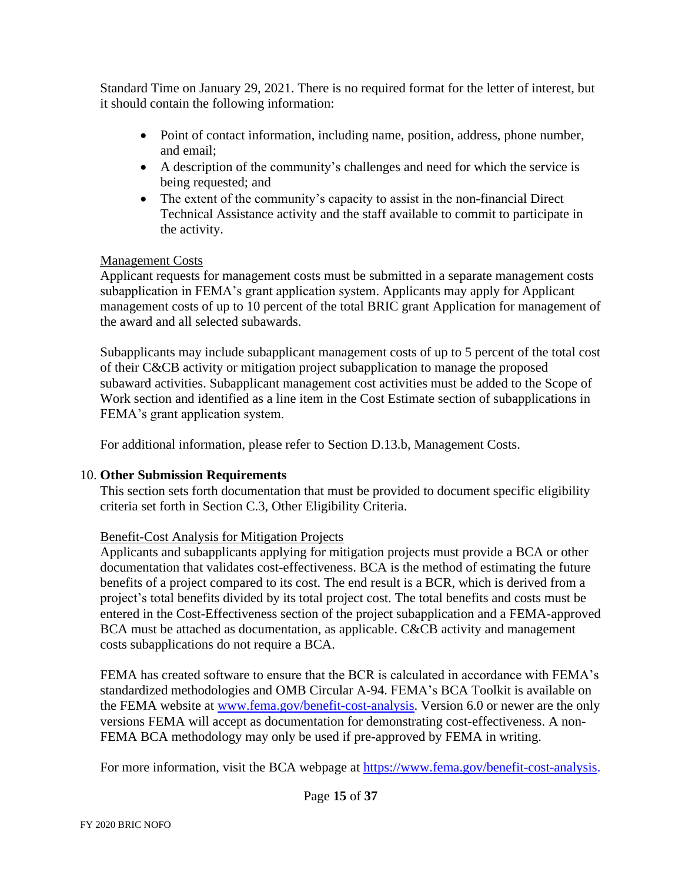Standard Time on January 29, 2021. There is no required format for the letter of interest, but it should contain the following information:

- Point of contact information, including name, position, address, phone number, and email;
- A description of the community's challenges and need for which the service is being requested; and
- The extent of the community's capacity to assist in the non-financial Direct Technical Assistance activity and the staff available to commit to participate in the activity.

Management Costs

Applicant requests for management costs must be submitted in a separate management costs subapplication in FEMA's grant application system. Applicants may apply for Applicant management costs of up to 10 percent of the total BRIC grant Application for management of the award and all selected subawards.

Subapplicants may include subapplicant management costs of up to 5 percent of the total cost of their C&CB activity or mitigation project subapplication to manage the proposed subaward activities. Subapplicant management cost activities must be added to the Scope of Work section and identified as a line item in the Cost Estimate section of subapplications in FEMA's grant application system.

For additional information, please refer to Section D.13.b, Management Costs.

10. **Other Submission Requirements**

This section sets forth documentation that must be provided to document specific eligibility criteria set forth in Section C.3, Other Eligibility Criteria.

Benefit-Cost Analysis for Mitigation Projects

Applicants and subapplicants applying for mitigation projects must provide a BCA or other documentation that validates cost-effectiveness. BCA is the method of estimating the future benefits of a project compared to its cost. The end result is a BCR, which is derived from a project's total benefits divided by its total project cost. The total benefits and costs must be entered in the Cost-Effectiveness section of the project subapplication and a FEMA-approved BCA must be attached as documentation, as applicable. C&CB activity and management costs subapplications do not require a BCA.

FEMA has created software to ensure that the BCR is calculated in accordance with FEMA's standardized methodologies and OMB Circular A-94. FEMA's BCA Toolkit is available on the FEMA website at [www.fema.gov/benefit-cost-analysis](www.fema.gov/benefit-cost-analysis). Version 6.0 or newer are the only versions FEMA will accept as documentation for demonstrating cost-effectiveness. A non-FEMA BCA methodology may only be used if pre-approved by FEMA in writing.

For more information, visit the BCA webpage at [https://www.fema.gov/benefit-cost-analysis](https://www.fema.gov/benefit-cost-analysis).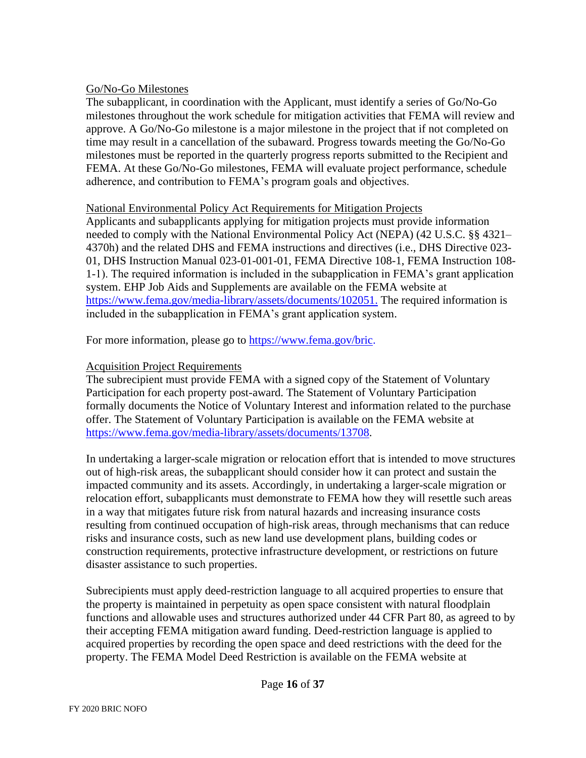Go/No-Go Milestones

The subapplicant, in coordination with the Applicant, must identify a series of Go/No-Go milestones throughout the work schedule for mitigation activities that FEMA will review and approve. A Go/No-Go milestone is a major milestone in the project that if not completed on time may result in a cancellation of the subaward. Progress towards meeting the Go/No-Go milestones must be reported in the quarterly progress reports submitted to the Recipient and FEMA. At these Go/No-Go milestones, FEMA will evaluate project performance, schedule adherence, and contribution to FEMA's program goals and objectives.

National Environmental Policy Act Requirements for Mitigation Projects

Applicants and subapplicants applying for mitigation projects must provide information needed to comply with the National Environmental Policy Act (NEPA) (42 U.S.C. §§ 4321–4370h) and the related DHS and FEMA instructions and directives (i.e., DHS Directive 023-01, DHS Instruction Manual 023-01-001-01, FEMA Directive 108-1, FEMA Instruction 108-1-1). The required information is included in the subapplication in FEMA's grant application system. EHP Job Aids and Supplements are available on the FEMA website at https://www.fema.gov/media-library/assets/documents/102051. The required information is included in the subapplication in FEMA's grant application system.

For more information, please go to https://www.fema.gov/bric.

Acquisition Project Requirements

The subrecipient must provide FEMA with a signed copy of the Statement of Voluntary Participation for each property post-award. The Statement of Voluntary Participation formally documents the Notice of Voluntary Interest and information related to the purchase offer. The Statement of Voluntary Participation is available on the FEMA website at https://www.fema.gov/media-library/assets/documents/13708.

In undertaking a larger-scale migration or relocation effort that is intended to move structures out of high-risk areas, the subapplicant should consider how it can protect and sustain the impacted community and its assets. Accordingly, in undertaking a larger-scale migration or relocation effort, subapplicants must demonstrate to FEMA how they will resettle such areas in a way that mitigates future risk from natural hazards and increasing insurance costs resulting from continued occupation of high-risk areas, through mechanisms that can reduce risks and insurance costs, such as new land use development plans, building codes or construction requirements, protective infrastructure development, or restrictions on future disaster assistance to such properties.

Subrecipients must apply deed-restriction language to all acquired properties to ensure that the property is maintained in perpetuity as open space consistent with natural floodplain functions and allowable uses and structures authorized under 44 CFR Part 80, as agreed to by their accepting FEMA mitigation award funding. Deed-restriction language is applied to acquired properties by recording the open space and deed restrictions with the deed for the property. The FEMA Model Deed Restriction is available on the FEMA website at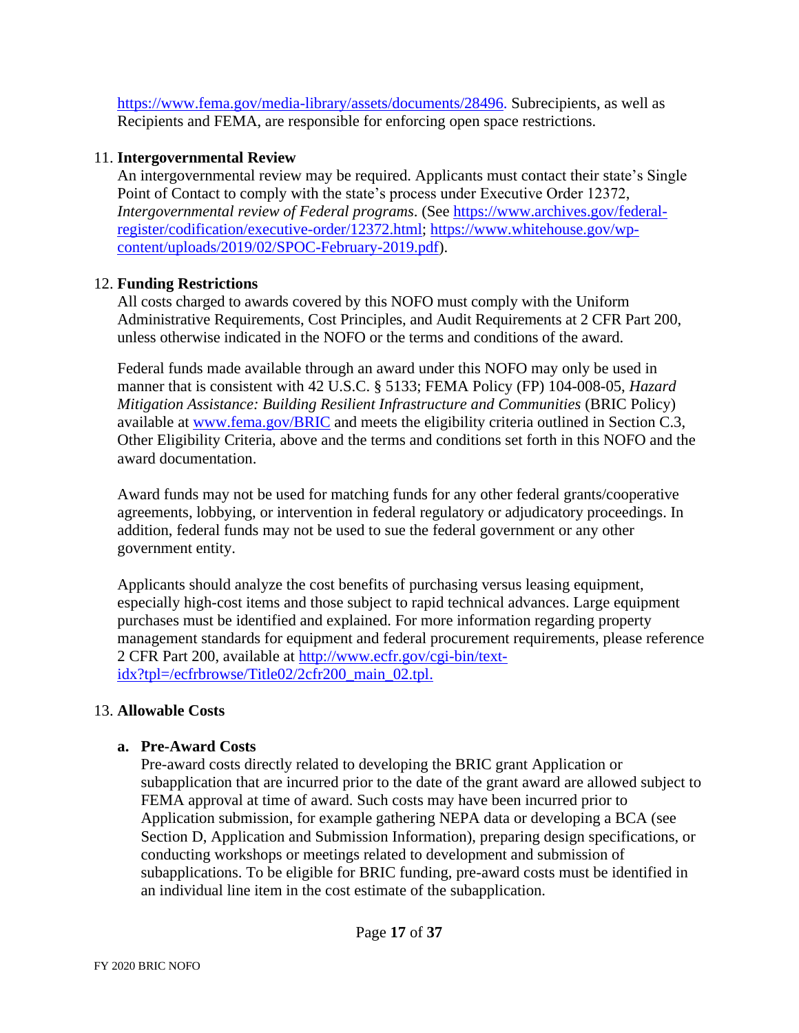https://www.fema.gov/media-library/assets/documents/28496. Subrecipients, as well as Recipients and FEMA, are responsible for enforcing open space restrictions.

11. **Intergovernmental Review**
   An intergovernmental review may be required. Applicants must contact their state's Single Point of Contact to comply with the state's process under Executive Order 12372, *Intergovernmental review of Federal programs*. (See https://www.archives.gov/federal-register/codification/executive-order/12372.html; https://www.whitehouse.gov/wp-content/uploads/2019/02/SPOC-February-2019.pdf).

12. **Funding Restrictions**
   All costs charged to awards covered by this NOFO must comply with the Uniform Administrative Requirements, Cost Principles, and Audit Requirements at 2 CFR Part 200, unless otherwise indicated in the NOFO or the terms and conditions of the award.

   Federal funds made available through an award under this NOFO may only be used in manner that is consistent with 42 U.S.C. § 5133; FEMA Policy (FP) 104-008-05, *Hazard Mitigation Assistance: Building Resilient Infrastructure and Communities* (BRIC Policy) available at www.fema.gov/BRIC and meets the eligibility criteria outlined in Section C.3, Other Eligibility Criteria, above and the terms and conditions set forth in this NOFO and the award documentation.

   Award funds may not be used for matching funds for any other federal grants/cooperative agreements, lobbying, or intervention in federal regulatory or adjudicatory proceedings. In addition, federal funds may not be used to sue the federal government or any other government entity.

   Applicants should analyze the cost benefits of purchasing versus leasing equipment, especially high-cost items and those subject to rapid technical advances. Large equipment purchases must be identified and explained. For more information regarding property management standards for equipment and federal procurement requirements, please reference 2 CFR Part 200, available at http://www.ecfr.gov/cgi-bin/text-idx?tpl=/ecfrbrowse/Title02/2cfr200_main_02.tpl.

13. **Allowable Costs**

   **a. Pre-Award Costs**
   Pre-award costs directly related to developing the BRIC grant Application or subapplication that are incurred prior to the date of the grant award are allowed subject to FEMA approval at time of award. Such costs may have been incurred prior to Application submission, for example gathering NEPA data or developing a BCA (see Section D, Application and Submission Information), preparing design specifications, or conducting workshops or meetings related to development and submission of subapplications. To be eligible for BRIC funding, pre-award costs must be identified in an individual line item in the cost estimate of the subapplication.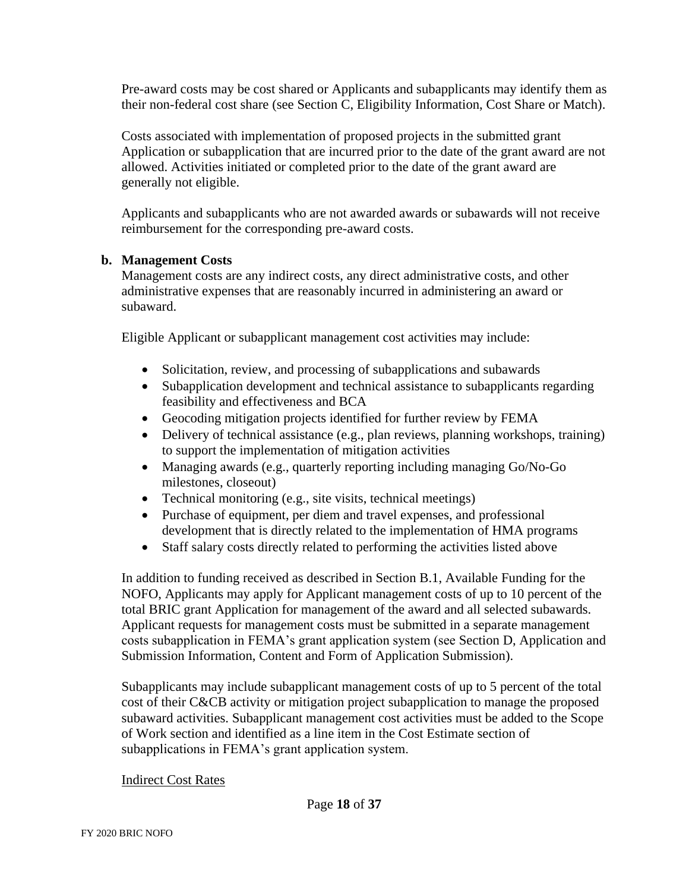Pre-award costs may be cost shared or Applicants and subapplicants may identify them as their non-federal cost share (see Section C, Eligibility Information, Cost Share or Match).

Costs associated with implementation of proposed projects in the submitted grant Application or subapplication that are incurred prior to the date of the grant award are not allowed. Activities initiated or completed prior to the date of the grant award are generally not eligible.

Applicants and subapplicants who are not awarded awards or subawards will not receive reimbursement for the corresponding pre-award costs.

**b. Management Costs**

Management costs are any indirect costs, any direct administrative costs, and other administrative expenses that are reasonably incurred in administering an award or subaward.

Eligible Applicant or subapplicant management cost activities may include:

- Solicitation, review, and processing of subapplications and subawards
- Subapplication development and technical assistance to subapplicants regarding feasibility and effectiveness and BCA
- Geocoding mitigation projects identified for further review by FEMA
- Delivery of technical assistance (e.g., plan reviews, planning workshops, training) to support the implementation of mitigation activities
- Managing awards (e.g., quarterly reporting including managing Go/No-Go milestones, closeout)
- Technical monitoring (e.g., site visits, technical meetings)
- Purchase of equipment, per diem and travel expenses, and professional development that is directly related to the implementation of HMA programs
- Staff salary costs directly related to performing the activities listed above

In addition to funding received as described in Section B.1, Available Funding for the NOFO, Applicants may apply for Applicant management costs of up to 10 percent of the total BRIC grant Application for management of the award and all selected subawards. Applicant requests for management costs must be submitted in a separate management costs subapplication in FEMA's grant application system (see Section D, Application and Submission Information, Content and Form of Application Submission).

Subapplicants may include subapplicant management costs of up to 5 percent of the total cost of their C&CB activity or mitigation project subapplication to manage the proposed subaward activities. Subapplicant management cost activities must be added to the Scope of Work section and identified as a line item in the Cost Estimate section of subapplications in FEMA's grant application system.

<u>Indirect Cost Rates</u>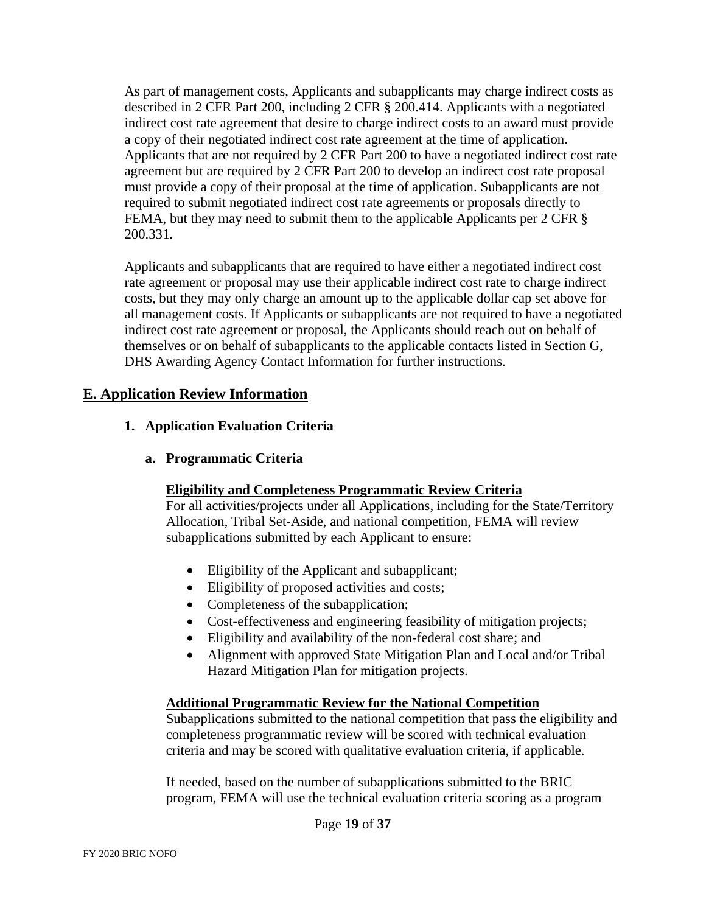As part of management costs, Applicants and subapplicants may charge indirect costs as described in 2 CFR Part 200, including 2 CFR § 200.414. Applicants with a negotiated indirect cost rate agreement that desire to charge indirect costs to an award must provide a copy of their negotiated indirect cost rate agreement at the time of application. Applicants that are not required by 2 CFR Part 200 to have a negotiated indirect cost rate agreement but are required by 2 CFR Part 200 to develop an indirect cost rate proposal must provide a copy of their proposal at the time of application. Subapplicants are not required to submit negotiated indirect cost rate agreements or proposals directly to FEMA, but they may need to submit them to the applicable Applicants per 2 CFR § 200.331.

Applicants and subapplicants that are required to have either a negotiated indirect cost rate agreement or proposal may use their applicable indirect cost rate to charge indirect costs, but they may only charge an amount up to the applicable dollar cap set above for all management costs. If Applicants or subapplicants are not required to have a negotiated indirect cost rate agreement or proposal, the Applicants should reach out on behalf of themselves or on behalf of subapplicants to the applicable contacts listed in Section G, DHS Awarding Agency Contact Information for further instructions.

## E. Application Review Information

### 1. Application Evaluation Criteria

#### a. Programmatic Criteria

**Eligibility and Completeness Programmatic Review Criteria**

For all activities/projects under all Applications, including for the State/Territory Allocation, Tribal Set-Aside, and national competition, FEMA will review subapplications submitted by each Applicant to ensure:

- Eligibility of the Applicant and subapplicant;
- Eligibility of proposed activities and costs;
- Completeness of the subapplication;
- Cost-effectiveness and engineering feasibility of mitigation projects;
- Eligibility and availability of the non-federal cost share; and
- Alignment with approved State Mitigation Plan and Local and/or Tribal Hazard Mitigation Plan for mitigation projects.

**Additional Programmatic Review for the National Competition**

Subapplications submitted to the national competition that pass the eligibility and completeness programmatic review will be scored with technical evaluation criteria and may be scored with qualitative evaluation criteria, if applicable.

If needed, based on the number of subapplications submitted to the BRIC program, FEMA will use the technical evaluation criteria scoring as a program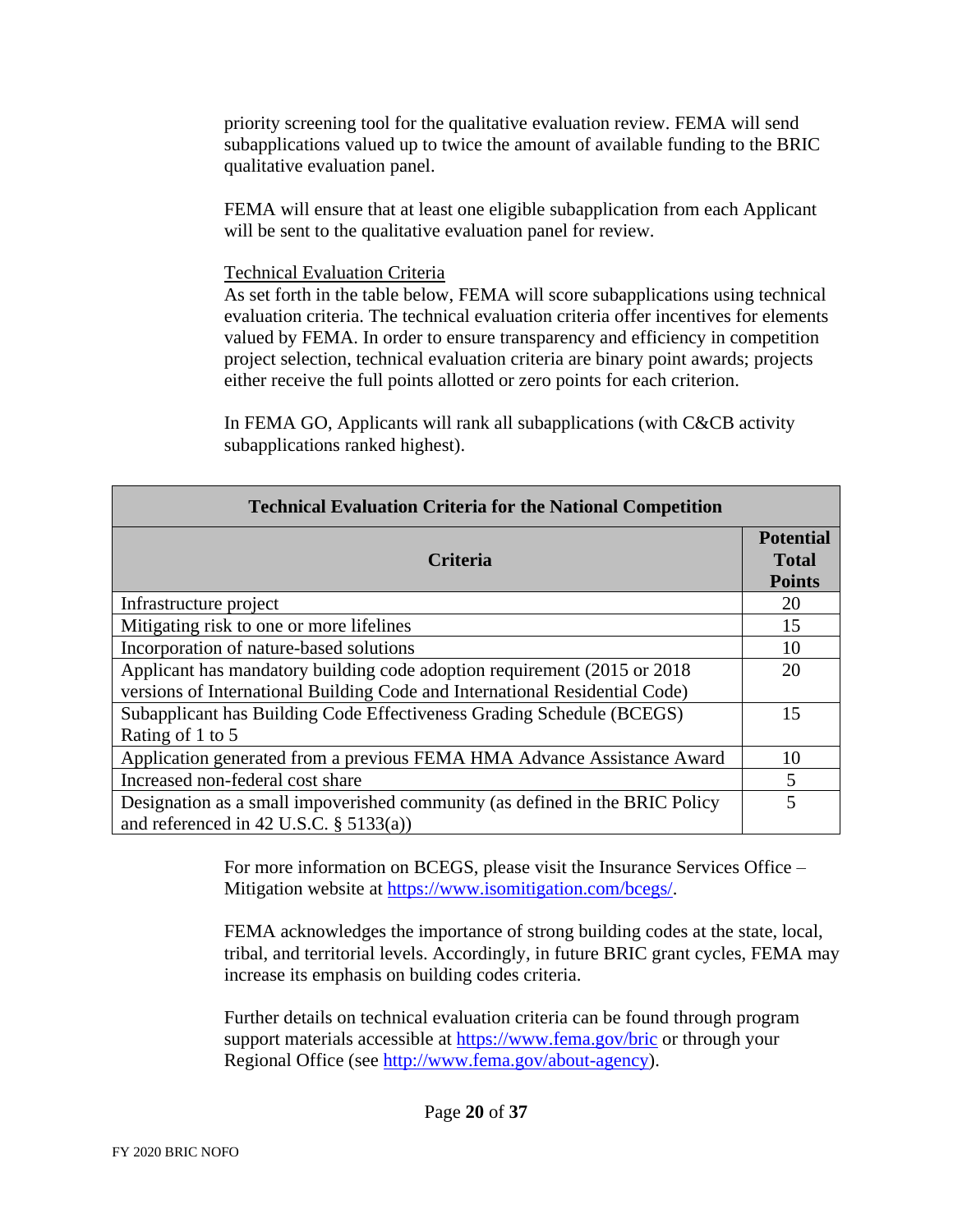priority screening tool for the qualitative evaluation review. FEMA will send subapplications valued up to twice the amount of available funding to the BRIC qualitative evaluation panel.

FEMA will ensure that at least one eligible subapplication from each Applicant will be sent to the qualitative evaluation panel for review.

Technical Evaluation Criteria

As set forth in the table below, FEMA will score subapplications using technical evaluation criteria. The technical evaluation criteria offer incentives for elements valued by FEMA. In order to ensure transparency and efficiency in competition project selection, technical evaluation criteria are binary point awards; projects either receive the full points allotted or zero points for each criterion.

In FEMA GO, Applicants will rank all subapplications (with C&CB activity subapplications ranked highest).

| **Technical Evaluation Criteria for the National Competition** | |
|---|---|
| **Criteria** | **Potential Total Points** |
| Infrastructure project | 20 |
| Mitigating risk to one or more lifelines | 15 |
| Incorporation of nature-based solutions | 10 |
| Applicant has mandatory building code adoption requirement (2015 or 2018 versions of International Building Code and International Residential Code) | 20 |
| Subapplicant has Building Code Effectiveness Grading Schedule (BCEGS) Rating of 1 to 5 | 15 |
| Application generated from a previous FEMA HMA Advance Assistance Award | 10 |
| Increased non-federal cost share | 5 |
| Designation as a small impoverished community (as defined in the BRIC Policy and referenced in 42 U.S.C. § 5133(a)) | 5 |

For more information on BCEGS, please visit the Insurance Services Office – Mitigation website at https://www.isomitigation.com/bcegs/.

FEMA acknowledges the importance of strong building codes at the state, local, tribal, and territorial levels. Accordingly, in future BRIC grant cycles, FEMA may increase its emphasis on building codes criteria.

Further details on technical evaluation criteria can be found through program support materials accessible at https://www.fema.gov/bric or through your Regional Office (see http://www.fema.gov/about-agency).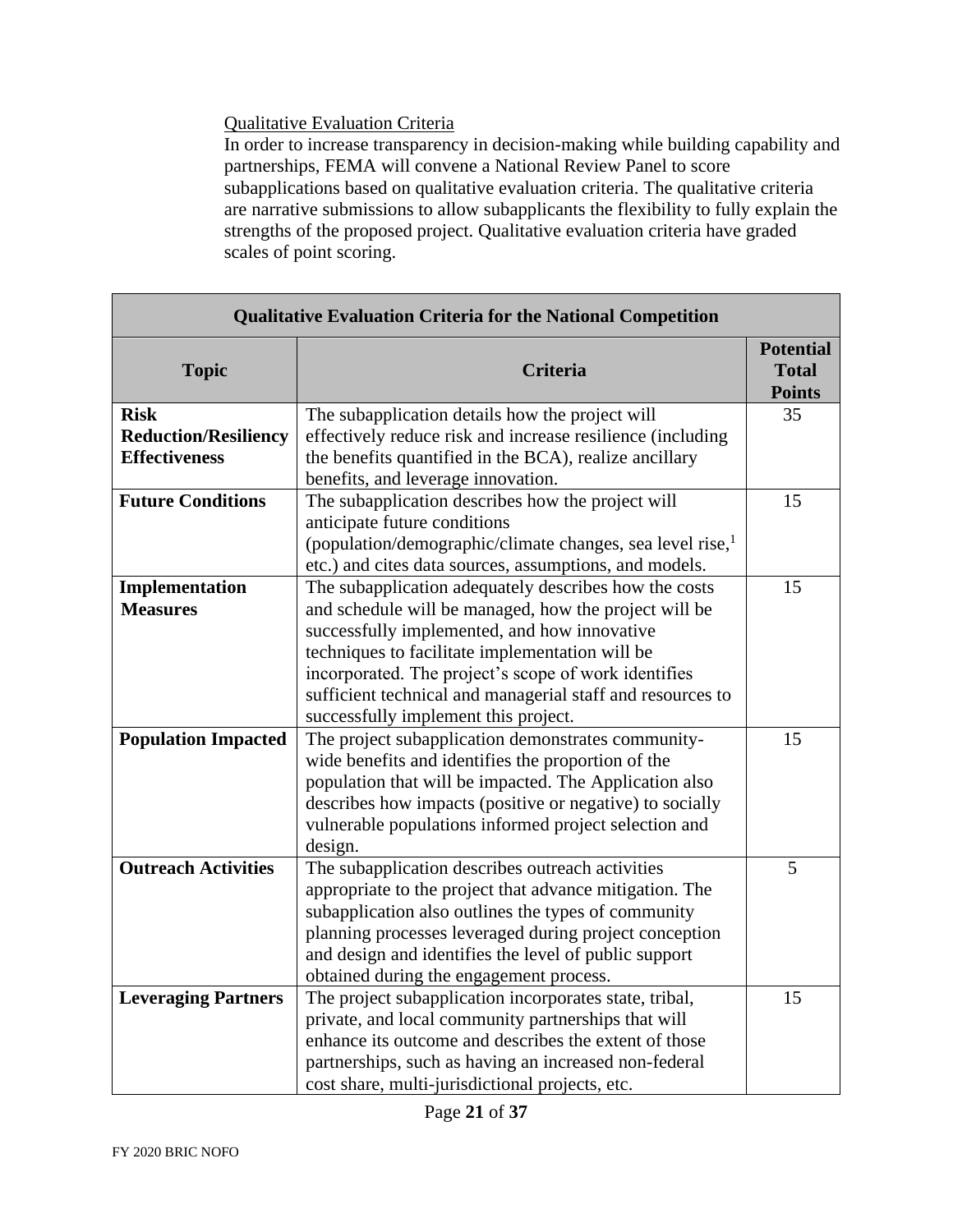Qualitative Evaluation Criteria

In order to increase transparency in decision-making while building capability and partnerships, FEMA will convene a National Review Panel to score subapplications based on qualitative evaluation criteria. The qualitative criteria are narrative submissions to allow subapplicants the flexibility to fully explain the strengths of the proposed project. Qualitative evaluation criteria have graded scales of point scoring.

| Qualitative Evaluation Criteria for the National Competition | | |
|---|---|---|
| **Topic** | **Criteria** | **Potential Total Points** |
| **Risk Reduction/Resiliency Effectiveness** | The subapplication details how the project will effectively reduce risk and increase resilience (including the benefits quantified in the BCA), realize ancillary benefits, and leverage innovation. | 35 |
| **Future Conditions** | The subapplication describes how the project will anticipate future conditions (population/demographic/climate changes, sea level rise,[1] etc.) and cites data sources, assumptions, and models. | 15 |
| **Implementation Measures** | The subapplication adequately describes how the costs and schedule will be managed, how the project will be successfully implemented, and how innovative techniques to facilitate implementation will be incorporated. The project's scope of work identifies sufficient technical and managerial staff and resources to successfully implement this project. | 15 |
| **Population Impacted** | The project subapplication demonstrates community-wide benefits and identifies the proportion of the population that will be impacted. The Application also describes how impacts (positive or negative) to socially vulnerable populations informed project selection and design. | 15 |
| **Outreach Activities** | The subapplication describes outreach activities appropriate to the project that advance mitigation. The subapplication also outlines the types of community planning processes leveraged during project conception and design and identifies the level of public support obtained during the engagement process. | 5 |
| **Leveraging Partners** | The project subapplication incorporates state, tribal, private, and local community partnerships that will enhance its outcome and describes the extent of those partnerships, such as having an increased non-federal cost share, multi-jurisdictional projects, etc. | 15 |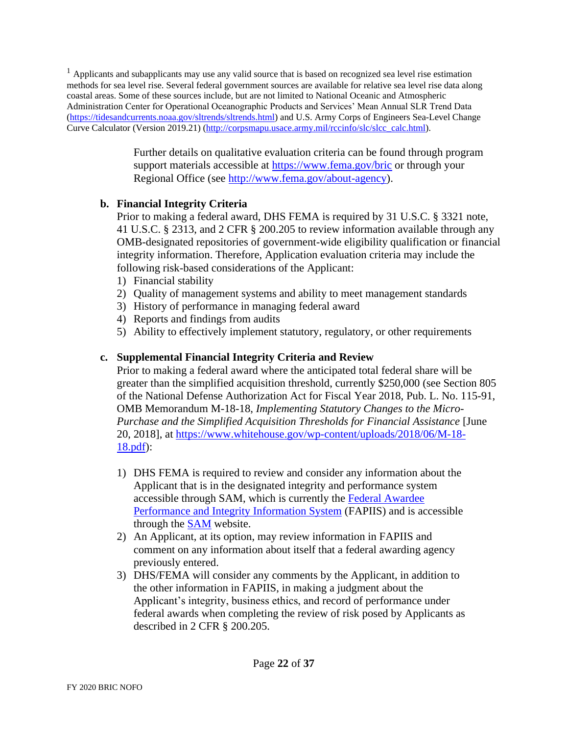[1] Applicants and subapplicants may use any valid source that is based on recognized sea level rise estimation methods for sea level rise. Several federal government sources are available for relative sea level rise data along coastal areas. Some of these sources include, but are not limited to National Oceanic and Atmospheric Administration Center for Operational Oceanographic Products and Services' Mean Annual SLR Trend Data (https://tidesandcurrents.noaa.gov/sltrends/sltrends.html) and U.S. Army Corps of Engineers Sea-Level Change Curve Calculator (Version 2019.21) (http://corpsmapu.usace.army.mil/rccinfo/slc/slcc_calc.html).

Further details on qualitative evaluation criteria can be found through program support materials accessible at https://www.fema.gov/bric or through your Regional Office (see http://www.fema.gov/about-agency).

**b. Financial Integrity Criteria**

Prior to making a federal award, DHS FEMA is required by 31 U.S.C. § 3321 note, 41 U.S.C. § 2313, and 2 CFR § 200.205 to review information available through any OMB-designated repositories of government-wide eligibility qualification or financial integrity information. Therefore, Application evaluation criteria may include the following risk-based considerations of the Applicant:

1) Financial stability
2) Quality of management systems and ability to meet management standards
3) History of performance in managing federal award
4) Reports and findings from audits
5) Ability to effectively implement statutory, regulatory, or other requirements

**c. Supplemental Financial Integrity Criteria and Review**

Prior to making a federal award where the anticipated total federal share will be greater than the simplified acquisition threshold, currently $250,000 (see Section 805 of the National Defense Authorization Act for Fiscal Year 2018, Pub. L. No. 115-91, OMB Memorandum M-18-18, *Implementing Statutory Changes to the Micro-Purchase and the Simplified Acquisition Thresholds for Financial Assistance* [June 20, 2018], at https://www.whitehouse.gov/wp-content/uploads/2018/06/M-18-18.pdf):

1) DHS FEMA is required to review and consider any information about the Applicant that is in the designated integrity and performance system accessible through SAM, which is currently the Federal Awardee Performance and Integrity Information System (FAPIIS) and is accessible through the SAM website.
2) An Applicant, at its option, may review information in FAPIIS and comment on any information about itself that a federal awarding agency previously entered.
3) DHS/FEMA will consider any comments by the Applicant, in addition to the other information in FAPIIS, in making a judgment about the Applicant's integrity, business ethics, and record of performance under federal awards when completing the review of risk posed by Applicants as described in 2 CFR § 200.205.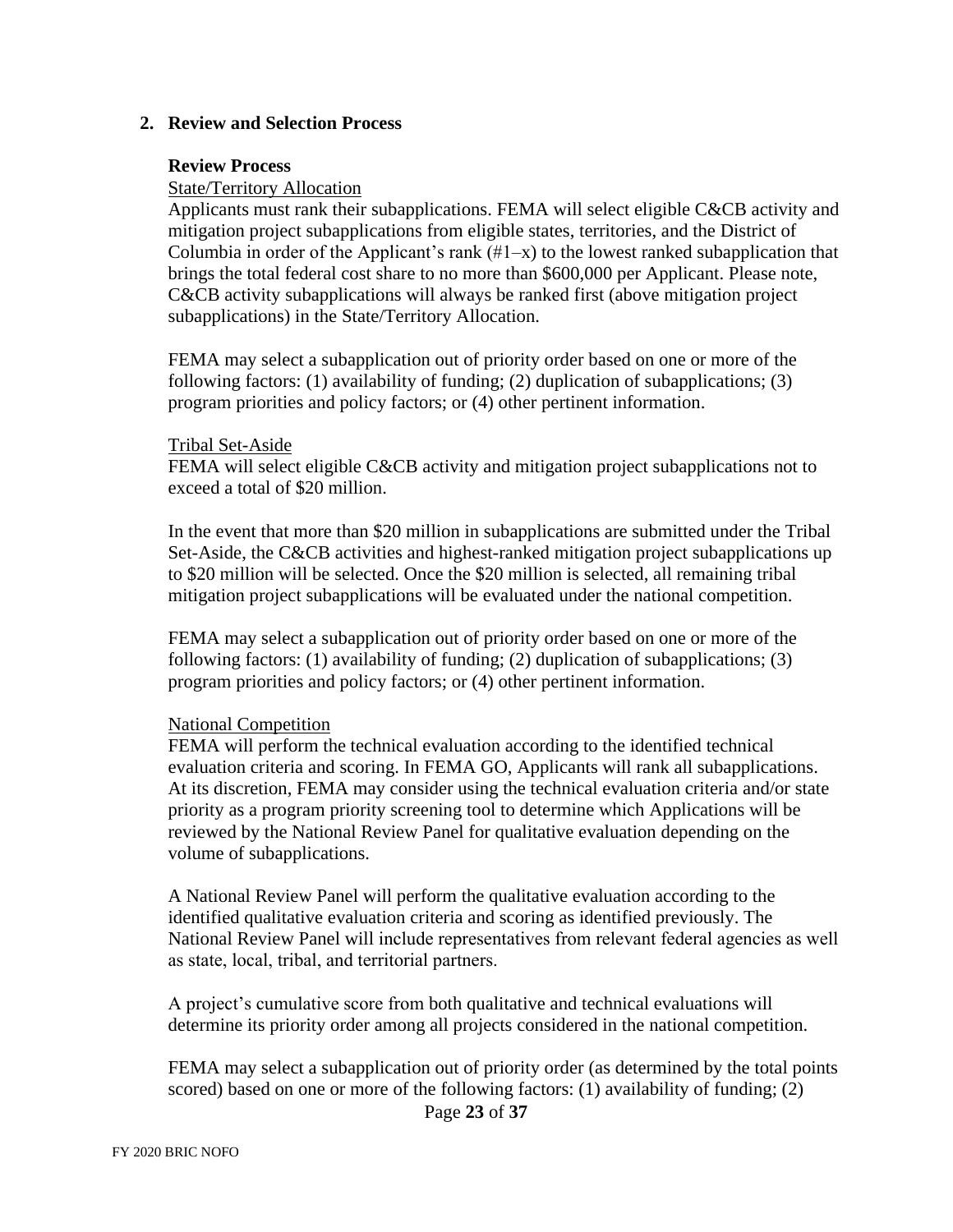## 2. Review and Selection Process

### Review Process

State/Territory Allocation

Applicants must rank their subapplications. FEMA will select eligible C&CB activity and mitigation project subapplications from eligible states, territories, and the District of Columbia in order of the Applicant's rank (#1–x) to the lowest ranked subapplication that brings the total federal cost share to no more than $600,000 per Applicant. Please note, C&CB activity subapplications will always be ranked first (above mitigation project subapplications) in the State/Territory Allocation.

FEMA may select a subapplication out of priority order based on one or more of the following factors: (1) availability of funding; (2) duplication of subapplications; (3) program priorities and policy factors; or (4) other pertinent information.

Tribal Set-Aside

FEMA will select eligible C&CB activity and mitigation project subapplications not to exceed a total of $20 million.

In the event that more than $20 million in subapplications are submitted under the Tribal Set-Aside, the C&CB activities and highest-ranked mitigation project subapplications up to $20 million will be selected. Once the $20 million is selected, all remaining tribal mitigation project subapplications will be evaluated under the national competition.

FEMA may select a subapplication out of priority order based on one or more of the following factors: (1) availability of funding; (2) duplication of subapplications; (3) program priorities and policy factors; or (4) other pertinent information.

National Competition

FEMA will perform the technical evaluation according to the identified technical evaluation criteria and scoring. In FEMA GO, Applicants will rank all subapplications. At its discretion, FEMA may consider using the technical evaluation criteria and/or state priority as a program priority screening tool to determine which Applications will be reviewed by the National Review Panel for qualitative evaluation depending on the volume of subapplications.

A National Review Panel will perform the qualitative evaluation according to the identified qualitative evaluation criteria and scoring as identified previously. The National Review Panel will include representatives from relevant federal agencies as well as state, local, tribal, and territorial partners.

A project's cumulative score from both qualitative and technical evaluations will determine its priority order among all projects considered in the national competition.

FEMA may select a subapplication out of priority order (as determined by the total points scored) based on one or more of the following factors: (1) availability of funding; (2)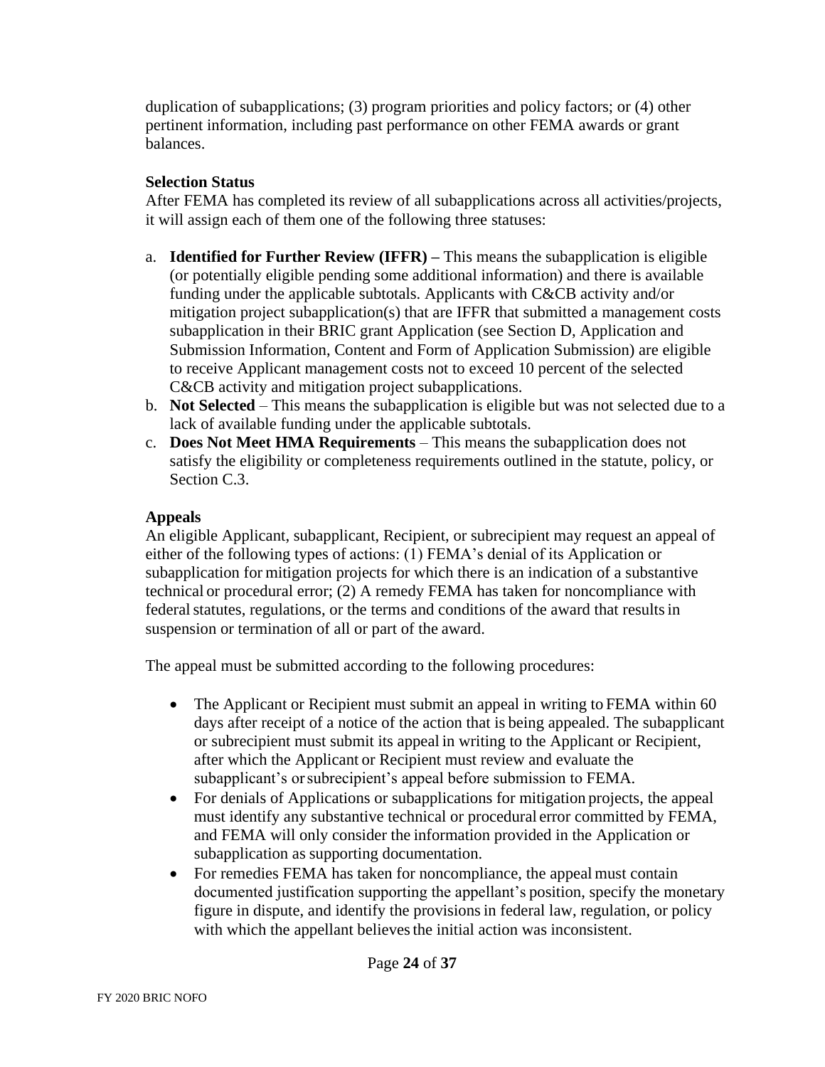duplication of subapplications; (3) program priorities and policy factors; or (4) other pertinent information, including past performance on other FEMA awards or grant balances.

**Selection Status**

After FEMA has completed its review of all subapplications across all activities/projects, it will assign each of them one of the following three statuses:

a. **Identified for Further Review (IFFR) –** This means the subapplication is eligible (or potentially eligible pending some additional information) and there is available funding under the applicable subtotals. Applicants with C&CB activity and/or mitigation project subapplication(s) that are IFFR that submitted a management costs subapplication in their BRIC grant Application (see Section D, Application and Submission Information, Content and Form of Application Submission) are eligible to receive Applicant management costs not to exceed 10 percent of the selected C&CB activity and mitigation project subapplications.
b. **Not Selected** – This means the subapplication is eligible but was not selected due to a lack of available funding under the applicable subtotals.
c. **Does Not Meet HMA Requirements** – This means the subapplication does not satisfy the eligibility or completeness requirements outlined in the statute, policy, or Section C.3.

**Appeals**

An eligible Applicant, subapplicant, Recipient, or subrecipient may request an appeal of either of the following types of actions: (1) FEMA's denial of its Application or subapplication for mitigation projects for which there is an indication of a substantive technical or procedural error; (2) A remedy FEMA has taken for noncompliance with federal statutes, regulations, or the terms and conditions of the award that results in suspension or termination of all or part of the award.

The appeal must be submitted according to the following procedures:

- The Applicant or Recipient must submit an appeal in writing to FEMA within 60 days after receipt of a notice of the action that is being appealed. The subapplicant or subrecipient must submit its appeal in writing to the Applicant or Recipient, after which the Applicant or Recipient must review and evaluate the subapplicant's or subrecipient's appeal before submission to FEMA.
- For denials of Applications or subapplications for mitigation projects, the appeal must identify any substantive technical or procedural error committed by FEMA, and FEMA will only consider the information provided in the Application or subapplication as supporting documentation.
- For remedies FEMA has taken for noncompliance, the appeal must contain documented justification supporting the appellant's position, specify the monetary figure in dispute, and identify the provisions in federal law, regulation, or policy with which the appellant believes the initial action was inconsistent.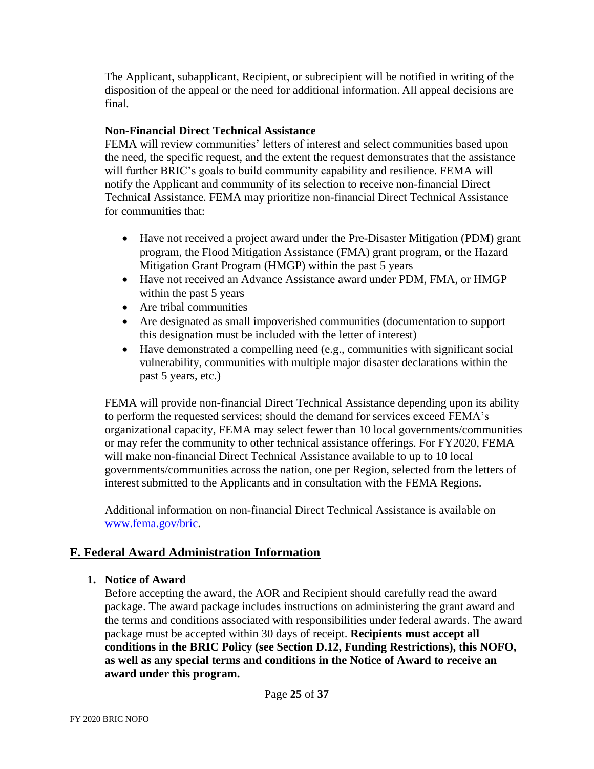The Applicant, subapplicant, Recipient, or subrecipient will be notified in writing of the disposition of the appeal or the need for additional information. All appeal decisions are final.

**Non-Financial Direct Technical Assistance**

FEMA will review communities' letters of interest and select communities based upon the need, the specific request, and the extent the request demonstrates that the assistance will further BRIC's goals to build community capability and resilience. FEMA will notify the Applicant and community of its selection to receive non-financial Direct Technical Assistance. FEMA may prioritize non-financial Direct Technical Assistance for communities that:

- Have not received a project award under the Pre-Disaster Mitigation (PDM) grant program, the Flood Mitigation Assistance (FMA) grant program, or the Hazard Mitigation Grant Program (HMGP) within the past 5 years
- Have not received an Advance Assistance award under PDM, FMA, or HMGP within the past 5 years
- Are tribal communities
- Are designated as small impoverished communities (documentation to support this designation must be included with the letter of interest)
- Have demonstrated a compelling need (e.g., communities with significant social vulnerability, communities with multiple major disaster declarations within the past 5 years, etc.)

FEMA will provide non-financial Direct Technical Assistance depending upon its ability to perform the requested services; should the demand for services exceed FEMA's organizational capacity, FEMA may select fewer than 10 local governments/communities or may refer the community to other technical assistance offerings. For FY2020, FEMA will make non-financial Direct Technical Assistance available to up to 10 local governments/communities across the nation, one per Region, selected from the letters of interest submitted to the Applicants and in consultation with the FEMA Regions.

Additional information on non-financial Direct Technical Assistance is available on [www.fema.gov/bric](www.fema.gov/bric).

## F. Federal Award Administration Information

### 1. Notice of Award

Before accepting the award, the AOR and Recipient should carefully read the award package. The award package includes instructions on administering the grant award and the terms and conditions associated with responsibilities under federal awards. The award package must be accepted within 30 days of receipt. **Recipients must accept all conditions in the BRIC Policy (see Section D.12, Funding Restrictions), this NOFO, as well as any special terms and conditions in the Notice of Award to receive an award under this program.**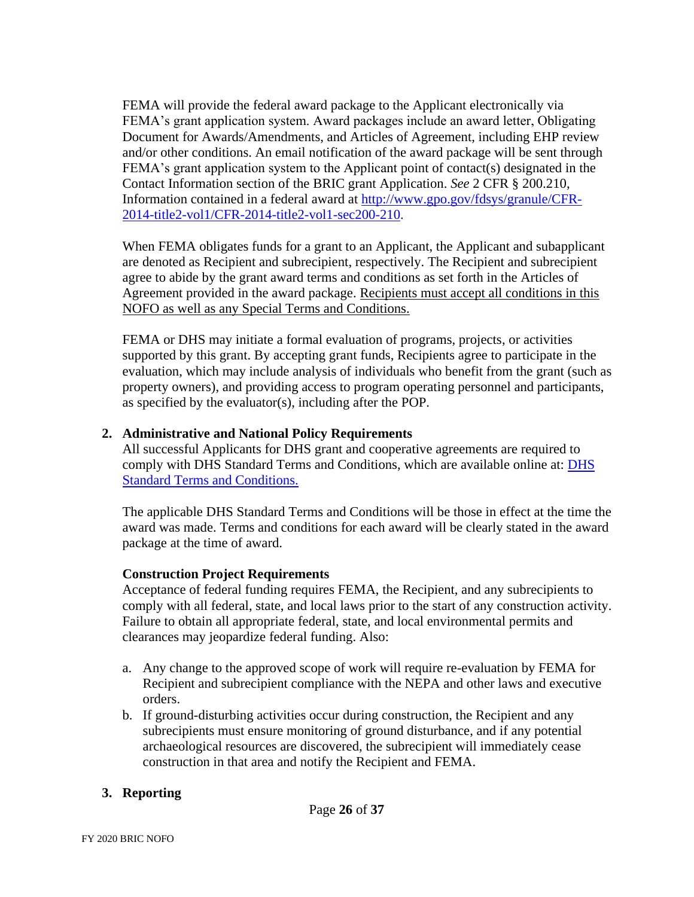FEMA will provide the federal award package to the Applicant electronically via FEMA's grant application system. Award packages include an award letter, Obligating Document for Awards/Amendments, and Articles of Agreement, including EHP review and/or other conditions. An email notification of the award package will be sent through FEMA's grant application system to the Applicant point of contact(s) designated in the Contact Information section of the BRIC grant Application. *See* 2 CFR § 200.210, Information contained in a federal award at [http://www.gpo.gov/fdsys/granule/CFR-2014-title2-vol1/CFR-2014-title2-vol1-sec200-210](http://www.gpo.gov/fdsys/granule/CFR-2014-title2-vol1/CFR-2014-title2-vol1-sec200-210).

When FEMA obligates funds for a grant to an Applicant, the Applicant and subapplicant are denoted as Recipient and subrecipient, respectively. The Recipient and subrecipient agree to abide by the grant award terms and conditions as set forth in the Articles of Agreement provided in the award package. Recipients must accept all conditions in this NOFO as well as any Special Terms and Conditions.

FEMA or DHS may initiate a formal evaluation of programs, projects, or activities supported by this grant. By accepting grant funds, Recipients agree to participate in the evaluation, which may include analysis of individuals who benefit from the grant (such as property owners), and providing access to program operating personnel and participants, as specified by the evaluator(s), including after the POP.

## 2. Administrative and National Policy Requirements

All successful Applicants for DHS grant and cooperative agreements are required to comply with DHS Standard Terms and Conditions, which are available online at: DHS Standard Terms and Conditions.

The applicable DHS Standard Terms and Conditions will be those in effect at the time the award was made. Terms and conditions for each award will be clearly stated in the award package at the time of award.

### Construction Project Requirements

Acceptance of federal funding requires FEMA, the Recipient, and any subrecipients to comply with all federal, state, and local laws prior to the start of any construction activity. Failure to obtain all appropriate federal, state, and local environmental permits and clearances may jeopardize federal funding. Also:

a. Any change to the approved scope of work will require re-evaluation by FEMA for Recipient and subrecipient compliance with the NEPA and other laws and executive orders.
b. If ground-disturbing activities occur during construction, the Recipient and any subrecipients must ensure monitoring of ground disturbance, and if any potential archaeological resources are discovered, the subrecipient will immediately cease construction in that area and notify the Recipient and FEMA.

## 3. Reporting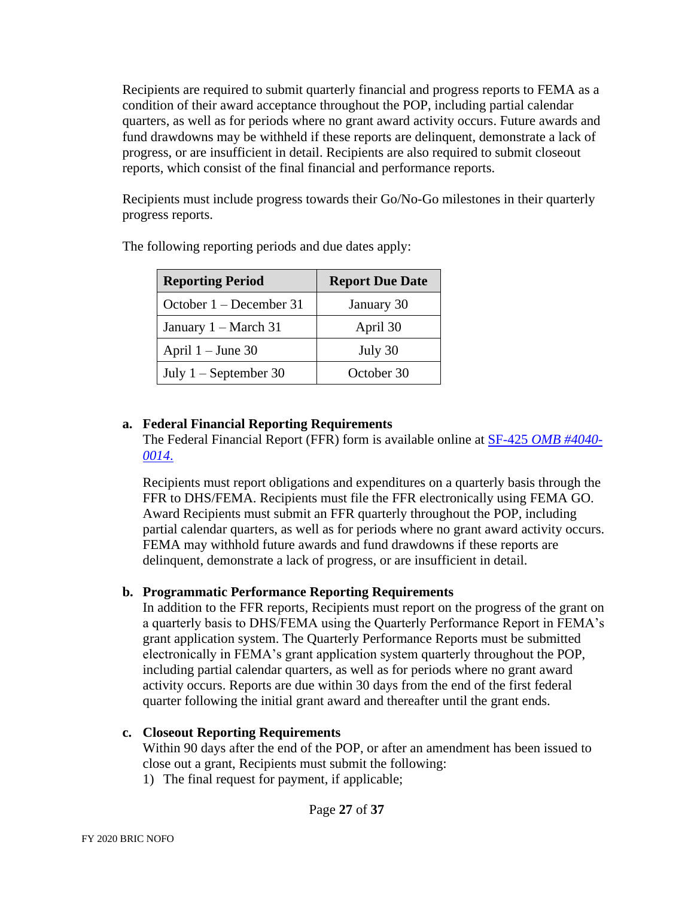Recipients are required to submit quarterly financial and progress reports to FEMA as a condition of their award acceptance throughout the POP, including partial calendar quarters, as well as for periods where no grant award activity occurs. Future awards and fund drawdowns may be withheld if these reports are delinquent, demonstrate a lack of progress, or are insufficient in detail. Recipients are also required to submit closeout reports, which consist of the final financial and performance reports.

Recipients must include progress towards their Go/No-Go milestones in their quarterly progress reports.

The following reporting periods and due dates apply:

| Reporting Period | Report Due Date |
| --- | --- |
| October 1 – December 31 | January 30 |
| January 1 – March 31 | April 30 |
| April 1 – June 30 | July 30 |
| July 1 – September 30 | October 30 |

**a. Federal Financial Reporting Requirements**

The Federal Financial Report (FFR) form is available online at [SF-425 *OMB #4040-0014.*]()

Recipients must report obligations and expenditures on a quarterly basis through the FFR to DHS/FEMA. Recipients must file the FFR electronically using FEMA GO. Award Recipients must submit an FFR quarterly throughout the POP, including partial calendar quarters, as well as for periods where no grant award activity occurs. FEMA may withhold future awards and fund drawdowns if these reports are delinquent, demonstrate a lack of progress, or are insufficient in detail.

**b. Programmatic Performance Reporting Requirements**

In addition to the FFR reports, Recipients must report on the progress of the grant on a quarterly basis to DHS/FEMA using the Quarterly Performance Report in FEMA's grant application system. The Quarterly Performance Reports must be submitted electronically in FEMA's grant application system quarterly throughout the POP, including partial calendar quarters, as well as for periods where no grant award activity occurs. Reports are due within 30 days from the end of the first federal quarter following the initial grant award and thereafter until the grant ends.

**c. Closeout Reporting Requirements**

Within 90 days after the end of the POP, or after an amendment has been issued to close out a grant, Recipients must submit the following:

1) The final request for payment, if applicable;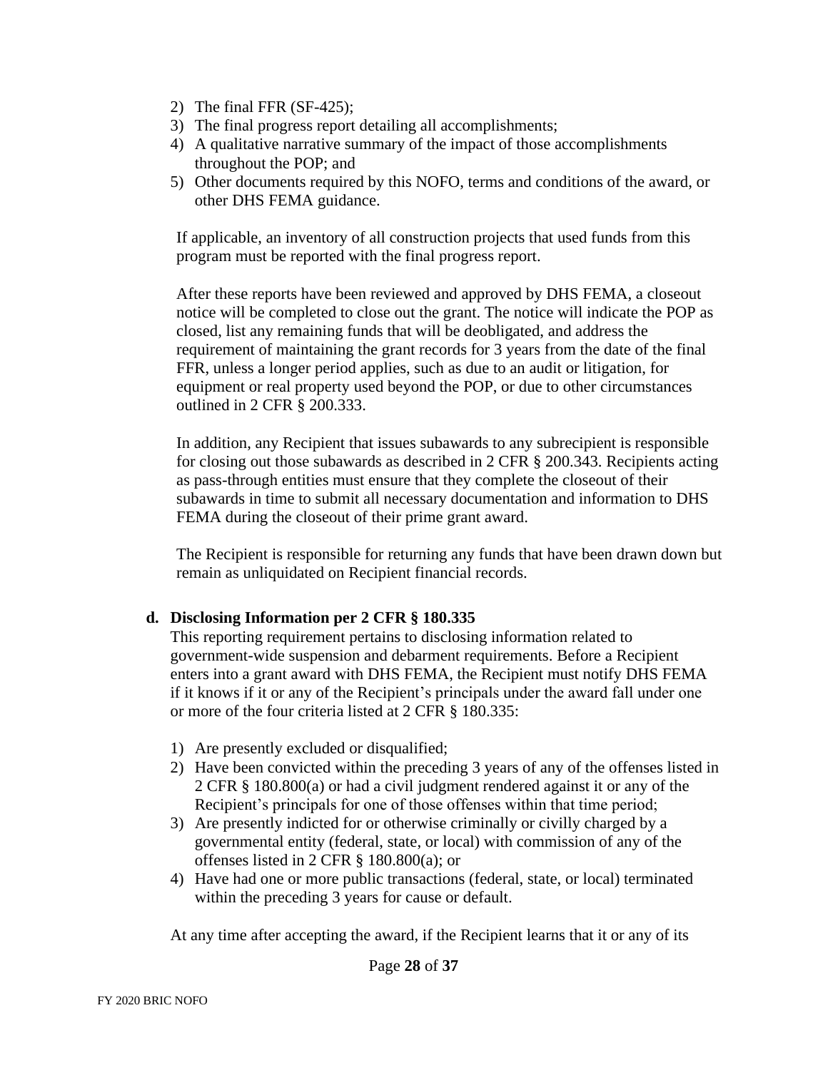2) The final FFR (SF-425);
3) The final progress report detailing all accomplishments;
4) A qualitative narrative summary of the impact of those accomplishments throughout the POP; and
5) Other documents required by this NOFO, terms and conditions of the award, or other DHS FEMA guidance.

If applicable, an inventory of all construction projects that used funds from this program must be reported with the final progress report.

After these reports have been reviewed and approved by DHS FEMA, a closeout notice will be completed to close out the grant. The notice will indicate the POP as closed, list any remaining funds that will be deobligated, and address the requirement of maintaining the grant records for 3 years from the date of the final FFR, unless a longer period applies, such as due to an audit or litigation, for equipment or real property used beyond the POP, or due to other circumstances outlined in 2 CFR § 200.333.

In addition, any Recipient that issues subawards to any subrecipient is responsible for closing out those subawards as described in 2 CFR § 200.343. Recipients acting as pass-through entities must ensure that they complete the closeout of their subawards in time to submit all necessary documentation and information to DHS FEMA during the closeout of their prime grant award.

The Recipient is responsible for returning any funds that have been drawn down but remain as unliquidated on Recipient financial records.

**d. Disclosing Information per 2 CFR § 180.335**

This reporting requirement pertains to disclosing information related to government-wide suspension and debarment requirements. Before a Recipient enters into a grant award with DHS FEMA, the Recipient must notify DHS FEMA if it knows if it or any of the Recipient's principals under the award fall under one or more of the four criteria listed at 2 CFR § 180.335:

1) Are presently excluded or disqualified;
2) Have been convicted within the preceding 3 years of any of the offenses listed in 2 CFR § 180.800(a) or had a civil judgment rendered against it or any of the Recipient's principals for one of those offenses within that time period;
3) Are presently indicted for or otherwise criminally or civilly charged by a governmental entity (federal, state, or local) with commission of any of the offenses listed in 2 CFR § 180.800(a); or
4) Have had one or more public transactions (federal, state, or local) terminated within the preceding 3 years for cause or default.

At any time after accepting the award, if the Recipient learns that it or any of its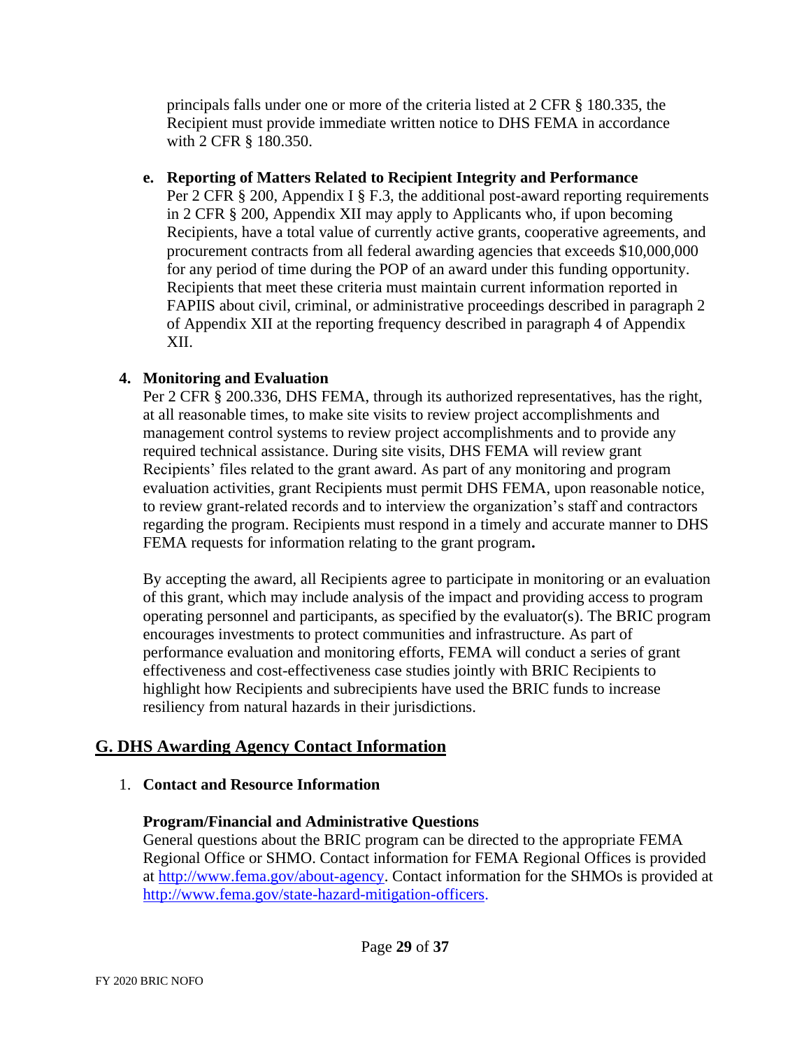principals falls under one or more of the criteria listed at 2 CFR § 180.335, the Recipient must provide immediate written notice to DHS FEMA in accordance with 2 CFR § 180.350.

**e. Reporting of Matters Related to Recipient Integrity and Performance**

Per 2 CFR § 200, Appendix I § F.3, the additional post-award reporting requirements in 2 CFR § 200, Appendix XII may apply to Applicants who, if upon becoming Recipients, have a total value of currently active grants, cooperative agreements, and procurement contracts from all federal awarding agencies that exceeds $10,000,000 for any period of time during the POP of an award under this funding opportunity. Recipients that meet these criteria must maintain current information reported in FAPIIS about civil, criminal, or administrative proceedings described in paragraph 2 of Appendix XII at the reporting frequency described in paragraph 4 of Appendix XII.

**4. Monitoring and Evaluation**

Per 2 CFR § 200.336, DHS FEMA, through its authorized representatives, has the right, at all reasonable times, to make site visits to review project accomplishments and management control systems to review project accomplishments and to provide any required technical assistance. During site visits, DHS FEMA will review grant Recipients' files related to the grant award. As part of any monitoring and program evaluation activities, grant Recipients must permit DHS FEMA, upon reasonable notice, to review grant-related records and to interview the organization's staff and contractors regarding the program. Recipients must respond in a timely and accurate manner to DHS FEMA requests for information relating to the grant program.

By accepting the award, all Recipients agree to participate in monitoring or an evaluation of this grant, which may include analysis of the impact and providing access to program operating personnel and participants, as specified by the evaluator(s). The BRIC program encourages investments to protect communities and infrastructure. As part of performance evaluation and monitoring efforts, FEMA will conduct a series of grant effectiveness and cost-effectiveness case studies jointly with BRIC Recipients to highlight how Recipients and subrecipients have used the BRIC funds to increase resiliency from natural hazards in their jurisdictions.

## G. DHS Awarding Agency Contact Information

1. **Contact and Resource Information**

**Program/Financial and Administrative Questions**

General questions about the BRIC program can be directed to the appropriate FEMA Regional Office or SHMO. Contact information for FEMA Regional Offices is provided at http://www.fema.gov/about-agency. Contact information for the SHMOs is provided at http://www.fema.gov/state-hazard-mitigation-officers.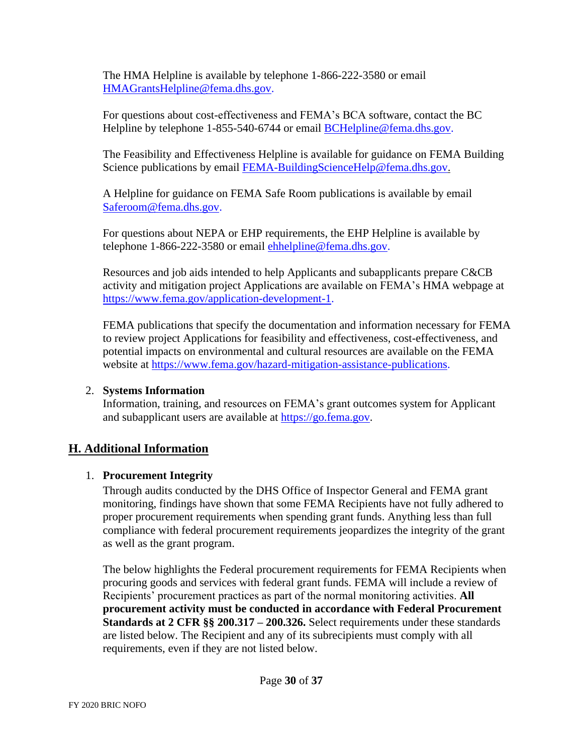The HMA Helpline is available by telephone 1-866-222-3580 or email [HMAGrantsHelpline@fema.dhs.gov](mailto:HMAGrantsHelpline@fema.dhs.gov).

For questions about cost-effectiveness and FEMA's BCA software, contact the BC Helpline by telephone 1-855-540-6744 or email [BCHelpline@fema.dhs.gov](mailto:BCHelpline@fema.dhs.gov).

The Feasibility and Effectiveness Helpline is available for guidance on FEMA Building Science publications by email [FEMA-BuildingScienceHelp@fema.dhs.gov](mailto:FEMA-BuildingScienceHelp@fema.dhs.gov).

A Helpline for guidance on FEMA Safe Room publications is available by email [Saferoom@fema.dhs.gov](mailto:Saferoom@fema.dhs.gov).

For questions about NEPA or EHP requirements, the EHP Helpline is available by telephone 1-866-222-3580 or email [ehhelpline@fema.dhs.gov](mailto:ehhelpline@fema.dhs.gov).

Resources and job aids intended to help Applicants and subapplicants prepare C&CB activity and mitigation project Applications are available on FEMA's HMA webpage at [https://www.fema.gov/application-development-1](https://www.fema.gov/application-development-1).

FEMA publications that specify the documentation and information necessary for FEMA to review project Applications for feasibility and effectiveness, cost-effectiveness, and potential impacts on environmental and cultural resources are available on the FEMA website at [https://www.fema.gov/hazard-mitigation-assistance-publications](https://www.fema.gov/hazard-mitigation-assistance-publications).

2. **Systems Information**
   Information, training, and resources on FEMA's grant outcomes system for Applicant and subapplicant users are available at [https://go.fema.gov](https://go.fema.gov).

## H. Additional Information

1. **Procurement Integrity**
   Through audits conducted by the DHS Office of Inspector General and FEMA grant monitoring, findings have shown that some FEMA Recipients have not fully adhered to proper procurement requirements when spending grant funds. Anything less than full compliance with federal procurement requirements jeopardizes the integrity of the grant as well as the grant program.

   The below highlights the Federal procurement requirements for FEMA Recipients when procuring goods and services with federal grant funds. FEMA will include a review of Recipients' procurement practices as part of the normal monitoring activities. **All procurement activity must be conducted in accordance with Federal Procurement Standards at 2 CFR §§ 200.317 – 200.326.** Select requirements under these standards are listed below. The Recipient and any of its subrecipients must comply with all requirements, even if they are not listed below.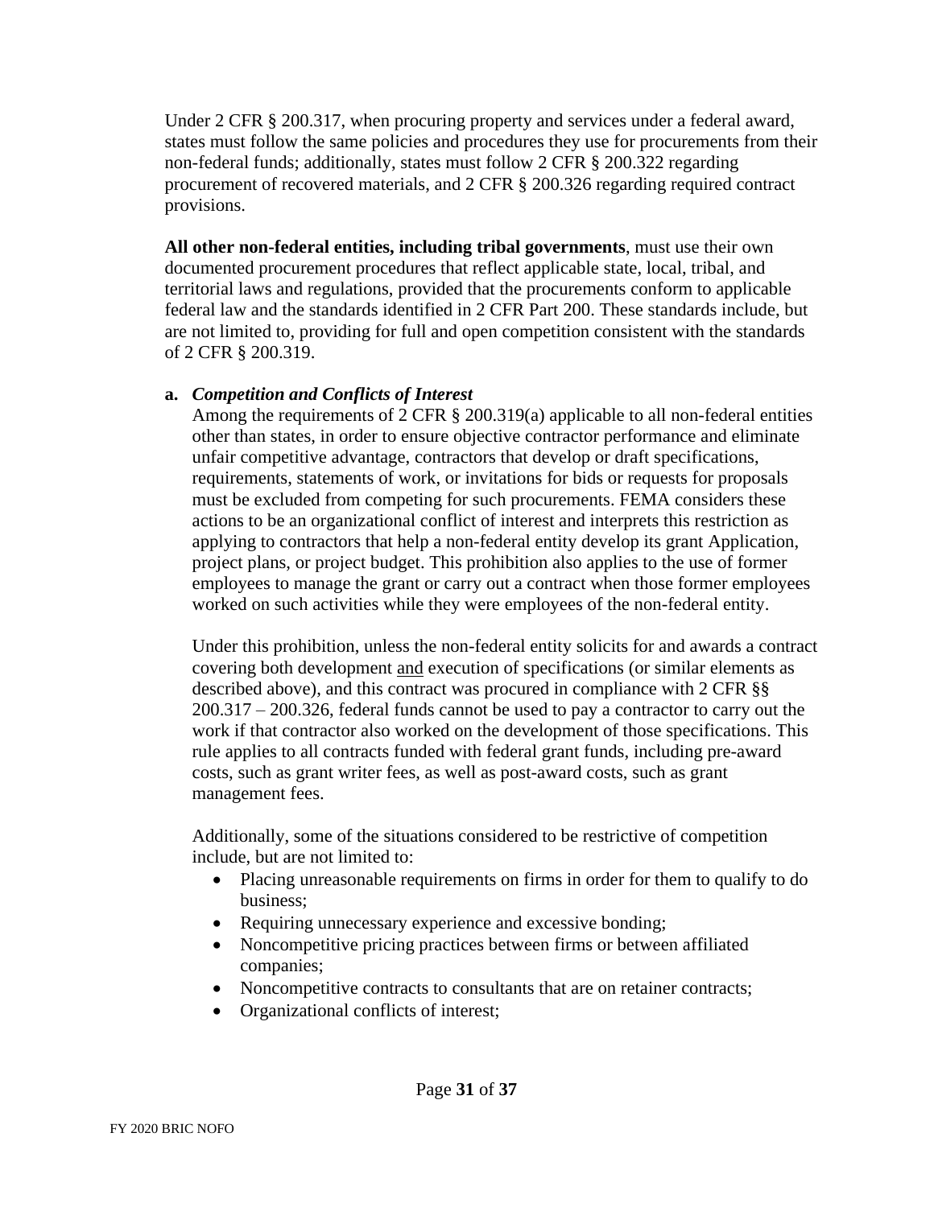Under 2 CFR § 200.317, when procuring property and services under a federal award, states must follow the same policies and procedures they use for procurements from their non-federal funds; additionally, states must follow 2 CFR § 200.322 regarding procurement of recovered materials, and 2 CFR § 200.326 regarding required contract provisions.

**All other non-federal entities, including tribal governments**, must use their own documented procurement procedures that reflect applicable state, local, tribal, and territorial laws and regulations, provided that the procurements conform to applicable federal law and the standards identified in 2 CFR Part 200. These standards include, but are not limited to, providing for full and open competition consistent with the standards of 2 CFR § 200.319.

**a.** ***Competition and Conflicts of Interest***

Among the requirements of 2 CFR § 200.319(a) applicable to all non-federal entities other than states, in order to ensure objective contractor performance and eliminate unfair competitive advantage, contractors that develop or draft specifications, requirements, statements of work, or invitations for bids or requests for proposals must be excluded from competing for such procurements. FEMA considers these actions to be an organizational conflict of interest and interprets this restriction as applying to contractors that help a non-federal entity develop its grant Application, project plans, or project budget. This prohibition also applies to the use of former employees to manage the grant or carry out a contract when those former employees worked on such activities while they were employees of the non-federal entity.

Under this prohibition, unless the non-federal entity solicits for and awards a contract covering both development <u>and</u> execution of specifications (or similar elements as described above), and this contract was procured in compliance with 2 CFR §§ 200.317 – 200.326, federal funds cannot be used to pay a contractor to carry out the work if that contractor also worked on the development of those specifications. This rule applies to all contracts funded with federal grant funds, including pre-award costs, such as grant writer fees, as well as post-award costs, such as grant management fees.

Additionally, some of the situations considered to be restrictive of competition include, but are not limited to:

- Placing unreasonable requirements on firms in order for them to qualify to do business;
- Requiring unnecessary experience and excessive bonding;
- Noncompetitive pricing practices between firms or between affiliated companies;
- Noncompetitive contracts to consultants that are on retainer contracts;
- Organizational conflicts of interest;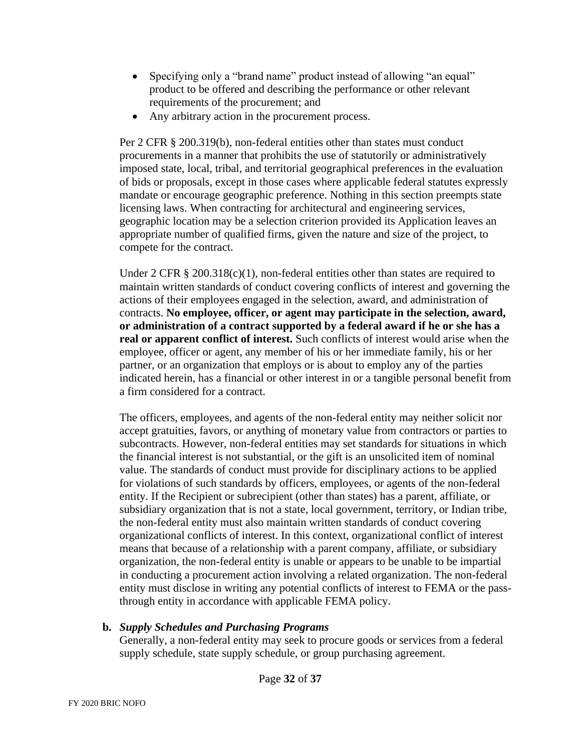- Specifying only a "brand name" product instead of allowing "an equal" product to be offered and describing the performance or other relevant requirements of the procurement; and
- Any arbitrary action in the procurement process.

Per 2 CFR § 200.319(b), non-federal entities other than states must conduct procurements in a manner that prohibits the use of statutorily or administratively imposed state, local, tribal, and territorial geographical preferences in the evaluation of bids or proposals, except in those cases where applicable federal statutes expressly mandate or encourage geographic preference. Nothing in this section preempts state licensing laws. When contracting for architectural and engineering services, geographic location may be a selection criterion provided its Application leaves an appropriate number of qualified firms, given the nature and size of the project, to compete for the contract.

Under 2 CFR § 200.318(c)(1), non-federal entities other than states are required to maintain written standards of conduct covering conflicts of interest and governing the actions of their employees engaged in the selection, award, and administration of contracts. **No employee, officer, or agent may participate in the selection, award, or administration of a contract supported by a federal award if he or she has a real or apparent conflict of interest.** Such conflicts of interest would arise when the employee, officer or agent, any member of his or her immediate family, his or her partner, or an organization that employs or is about to employ any of the parties indicated herein, has a financial or other interest in or a tangible personal benefit from a firm considered for a contract.

The officers, employees, and agents of the non-federal entity may neither solicit nor accept gratuities, favors, or anything of monetary value from contractors or parties to subcontracts. However, non-federal entities may set standards for situations in which the financial interest is not substantial, or the gift is an unsolicited item of nominal value. The standards of conduct must provide for disciplinary actions to be applied for violations of such standards by officers, employees, or agents of the non-federal entity. If the Recipient or subrecipient (other than states) has a parent, affiliate, or subsidiary organization that is not a state, local government, territory, or Indian tribe, the non-federal entity must also maintain written standards of conduct covering organizational conflicts of interest. In this context, organizational conflict of interest means that because of a relationship with a parent company, affiliate, or subsidiary organization, the non-federal entity is unable or appears to be unable to be impartial in conducting a procurement action involving a related organization. The non-federal entity must disclose in writing any potential conflicts of interest to FEMA or the pass-through entity in accordance with applicable FEMA policy.

**b. *Supply Schedules and Purchasing Programs***

Generally, a non-federal entity may seek to procure goods or services from a federal supply schedule, state supply schedule, or group purchasing agreement.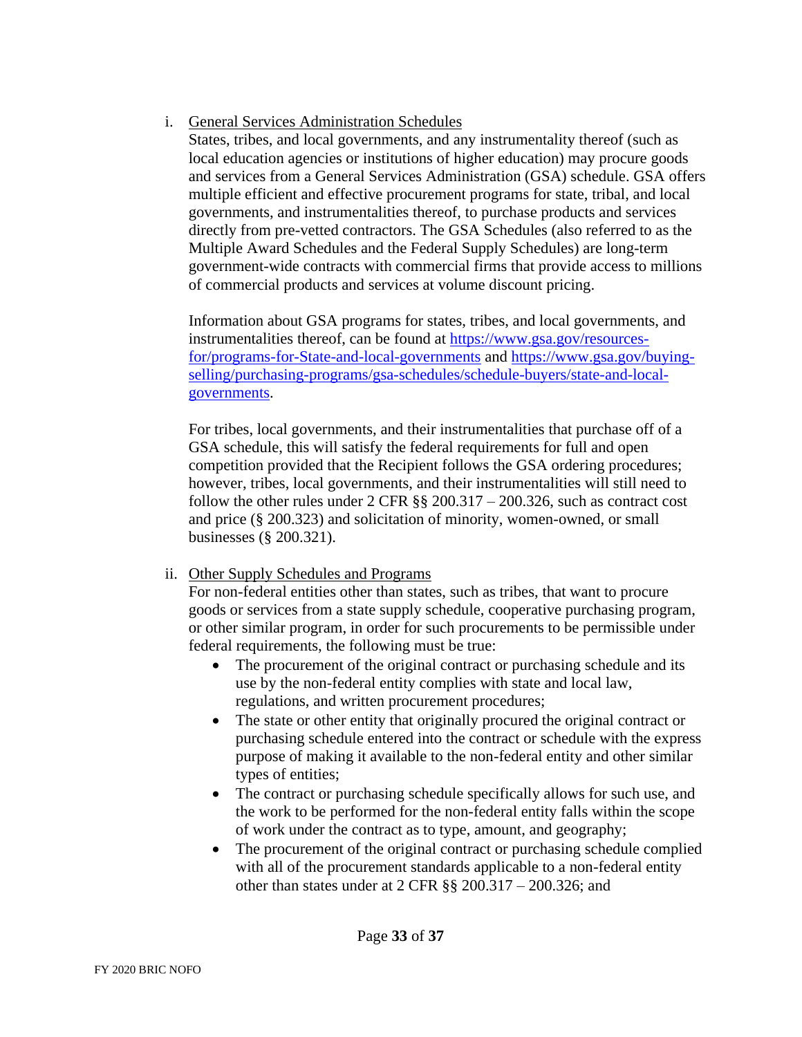i. General Services Administration Schedules

States, tribes, and local governments, and any instrumentality thereof (such as local education agencies or institutions of higher education) may procure goods and services from a General Services Administration (GSA) schedule. GSA offers multiple efficient and effective procurement programs for state, tribal, and local governments, and instrumentalities thereof, to purchase products and services directly from pre-vetted contractors. The GSA Schedules (also referred to as the Multiple Award Schedules and the Federal Supply Schedules) are long-term government-wide contracts with commercial firms that provide access to millions of commercial products and services at volume discount pricing.

Information about GSA programs for states, tribes, and local governments, and instrumentalities thereof, can be found at [https://www.gsa.gov/resources-for/programs-for-State-and-local-governments](https://www.gsa.gov/resources-for/programs-for-State-and-local-governments) and [https://www.gsa.gov/buying-selling/purchasing-programs/gsa-schedules/schedule-buyers/state-and-local-governments](https://www.gsa.gov/buying-selling/purchasing-programs/gsa-schedules/schedule-buyers/state-and-local-governments).

For tribes, local governments, and their instrumentalities that purchase off of a GSA schedule, this will satisfy the federal requirements for full and open competition provided that the Recipient follows the GSA ordering procedures; however, tribes, local governments, and their instrumentalities will still need to follow the other rules under 2 CFR §§ 200.317 – 200.326, such as contract cost and price (§ 200.323) and solicitation of minority, women-owned, or small businesses (§ 200.321).

ii. Other Supply Schedules and Programs

For non-federal entities other than states, such as tribes, that want to procure goods or services from a state supply schedule, cooperative purchasing program, or other similar program, in order for such procurements to be permissible under federal requirements, the following must be true:

- The procurement of the original contract or purchasing schedule and its use by the non-federal entity complies with state and local law, regulations, and written procurement procedures;
- The state or other entity that originally procured the original contract or purchasing schedule entered into the contract or schedule with the express purpose of making it available to the non-federal entity and other similar types of entities;
- The contract or purchasing schedule specifically allows for such use, and the work to be performed for the non-federal entity falls within the scope of work under the contract as to type, amount, and geography;
- The procurement of the original contract or purchasing schedule complied with all of the procurement standards applicable to a non-federal entity other than states under at 2 CFR §§ 200.317 – 200.326; and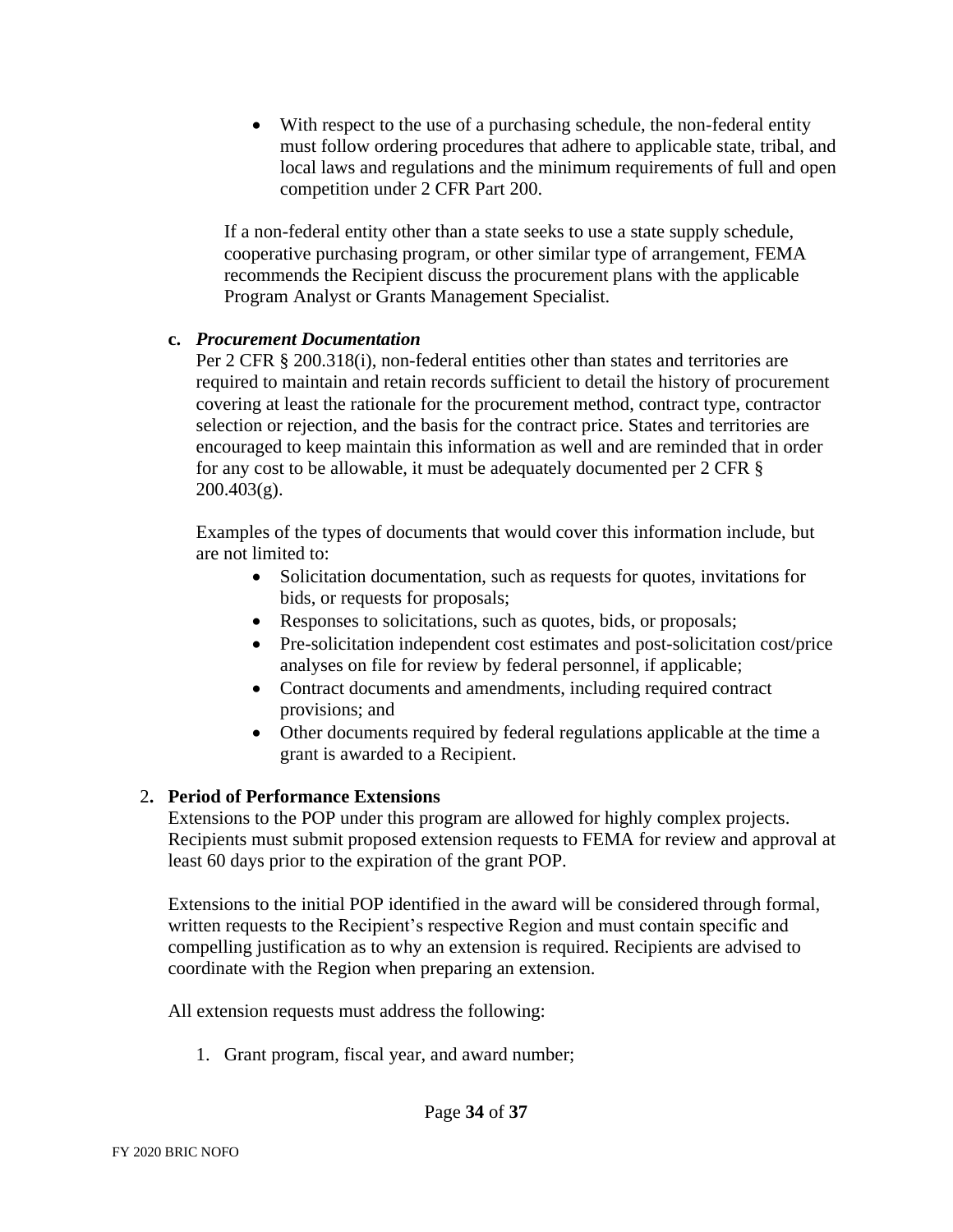- With respect to the use of a purchasing schedule, the non-federal entity must follow ordering procedures that adhere to applicable state, tribal, and local laws and regulations and the minimum requirements of full and open competition under 2 CFR Part 200.

If a non-federal entity other than a state seeks to use a state supply schedule, cooperative purchasing program, or other similar type of arrangement, FEMA recommends the Recipient discuss the procurement plans with the applicable Program Analyst or Grants Management Specialist.

**c. *Procurement Documentation***

Per 2 CFR § 200.318(i), non-federal entities other than states and territories are required to maintain and retain records sufficient to detail the history of procurement covering at least the rationale for the procurement method, contract type, contractor selection or rejection, and the basis for the contract price. States and territories are encouraged to keep maintain this information as well and are reminded that in order for any cost to be allowable, it must be adequately documented per 2 CFR § 200.403(g).

Examples of the types of documents that would cover this information include, but are not limited to:

- Solicitation documentation, such as requests for quotes, invitations for bids, or requests for proposals;
- Responses to solicitations, such as quotes, bids, or proposals;
- Pre-solicitation independent cost estimates and post-solicitation cost/price analyses on file for review by federal personnel, if applicable;
- Contract documents and amendments, including required contract provisions; and
- Other documents required by federal regulations applicable at the time a grant is awarded to a Recipient.

### 2. Period of Performance Extensions

Extensions to the POP under this program are allowed for highly complex projects. Recipients must submit proposed extension requests to FEMA for review and approval at least 60 days prior to the expiration of the grant POP.

Extensions to the initial POP identified in the award will be considered through formal, written requests to the Recipient's respective Region and must contain specific and compelling justification as to why an extension is required. Recipients are advised to coordinate with the Region when preparing an extension.

All extension requests must address the following:

1. Grant program, fiscal year, and award number;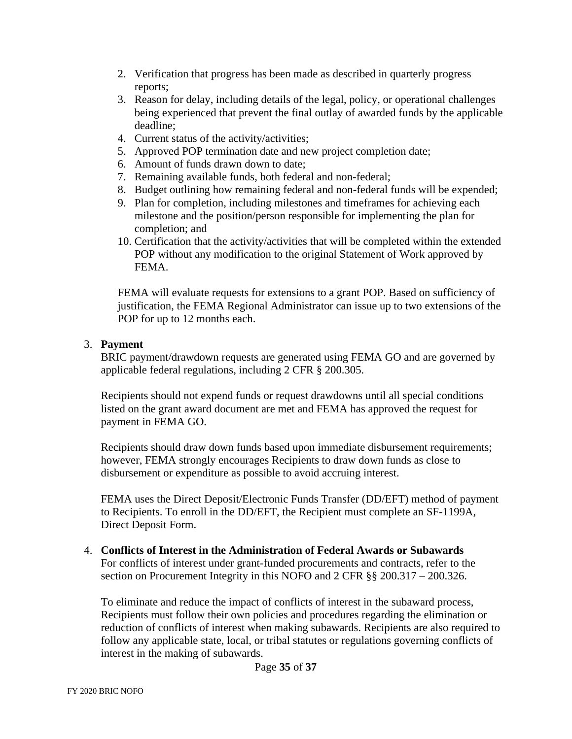2. Verification that progress has been made as described in quarterly progress reports;
3. Reason for delay, including details of the legal, policy, or operational challenges being experienced that prevent the final outlay of awarded funds by the applicable deadline;
4. Current status of the activity/activities;
5. Approved POP termination date and new project completion date;
6. Amount of funds drawn down to date;
7. Remaining available funds, both federal and non-federal;
8. Budget outlining how remaining federal and non-federal funds will be expended;
9. Plan for completion, including milestones and timeframes for achieving each milestone and the position/person responsible for implementing the plan for completion; and
10. Certification that the activity/activities that will be completed within the extended POP without any modification to the original Statement of Work approved by FEMA.

FEMA will evaluate requests for extensions to a grant POP. Based on sufficiency of justification, the FEMA Regional Administrator can issue up to two extensions of the POP for up to 12 months each.

3. **Payment**

BRIC payment/drawdown requests are generated using FEMA GO and are governed by applicable federal regulations, including 2 CFR § 200.305.

Recipients should not expend funds or request drawdowns until all special conditions listed on the grant award document are met and FEMA has approved the request for payment in FEMA GO.

Recipients should draw down funds based upon immediate disbursement requirements; however, FEMA strongly encourages Recipients to draw down funds as close to disbursement or expenditure as possible to avoid accruing interest.

FEMA uses the Direct Deposit/Electronic Funds Transfer (DD/EFT) method of payment to Recipients. To enroll in the DD/EFT, the Recipient must complete an SF-1199A, Direct Deposit Form.

4. **Conflicts of Interest in the Administration of Federal Awards or Subawards**

For conflicts of interest under grant-funded procurements and contracts, refer to the section on Procurement Integrity in this NOFO and 2 CFR §§ 200.317 – 200.326.

To eliminate and reduce the impact of conflicts of interest in the subaward process, Recipients must follow their own policies and procedures regarding the elimination or reduction of conflicts of interest when making subawards. Recipients are also required to follow any applicable state, local, or tribal statutes or regulations governing conflicts of interest in the making of subawards.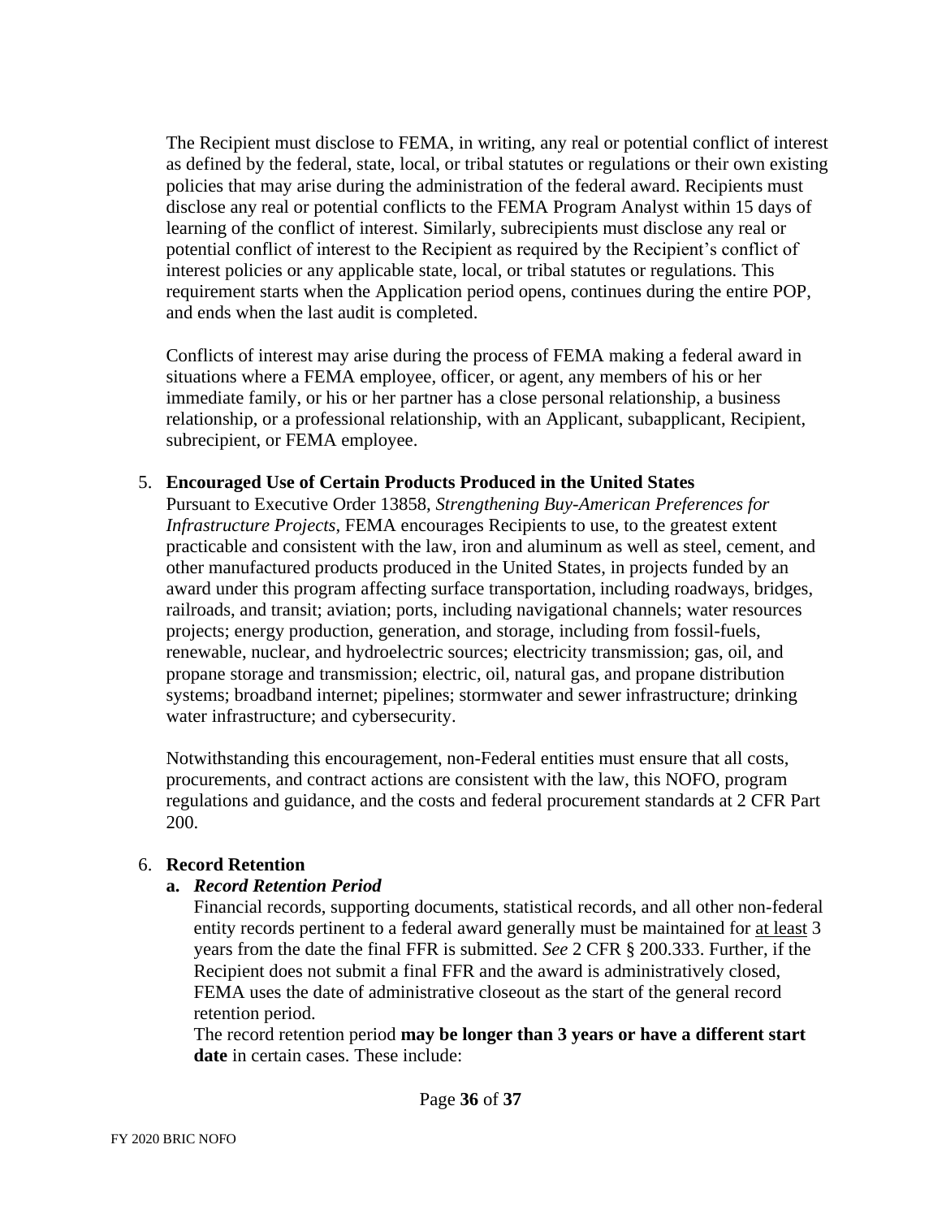The Recipient must disclose to FEMA, in writing, any real or potential conflict of interest as defined by the federal, state, local, or tribal statutes or regulations or their own existing policies that may arise during the administration of the federal award. Recipients must disclose any real or potential conflicts to the FEMA Program Analyst within 15 days of learning of the conflict of interest. Similarly, subrecipients must disclose any real or potential conflict of interest to the Recipient as required by the Recipient's conflict of interest policies or any applicable state, local, or tribal statutes or regulations. This requirement starts when the Application period opens, continues during the entire POP, and ends when the last audit is completed.

Conflicts of interest may arise during the process of FEMA making a federal award in situations where a FEMA employee, officer, or agent, any members of his or her immediate family, or his or her partner has a close personal relationship, a business relationship, or a professional relationship, with an Applicant, subapplicant, Recipient, subrecipient, or FEMA employee.

5. **Encouraged Use of Certain Products Produced in the United States**
   Pursuant to Executive Order 13858, *Strengthening Buy-American Preferences for Infrastructure Projects*, FEMA encourages Recipients to use, to the greatest extent practicable and consistent with the law, iron and aluminum as well as steel, cement, and other manufactured products produced in the United States, in projects funded by an award under this program affecting surface transportation, including roadways, bridges, railroads, and transit; aviation; ports, including navigational channels; water resources projects; energy production, generation, and storage, including from fossil-fuels, renewable, nuclear, and hydroelectric sources; electricity transmission; gas, oil, and propane storage and transmission; electric, oil, natural gas, and propane distribution systems; broadband internet; pipelines; stormwater and sewer infrastructure; drinking water infrastructure; and cybersecurity.

   Notwithstanding this encouragement, non-Federal entities must ensure that all costs, procurements, and contract actions are consistent with the law, this NOFO, program regulations and guidance, and the costs and federal procurement standards at 2 CFR Part 200.

6. **Record Retention**
   a. ***Record Retention Period***
   Financial records, supporting documents, statistical records, and all other non-federal entity records pertinent to a federal award generally must be maintained for at least 3 years from the date the final FFR is submitted. *See* 2 CFR § 200.333. Further, if the Recipient does not submit a final FFR and the award is administratively closed, FEMA uses the date of administrative closeout as the start of the general record retention period.
   The record retention period **may be longer than 3 years or have a different start date** in certain cases. These include: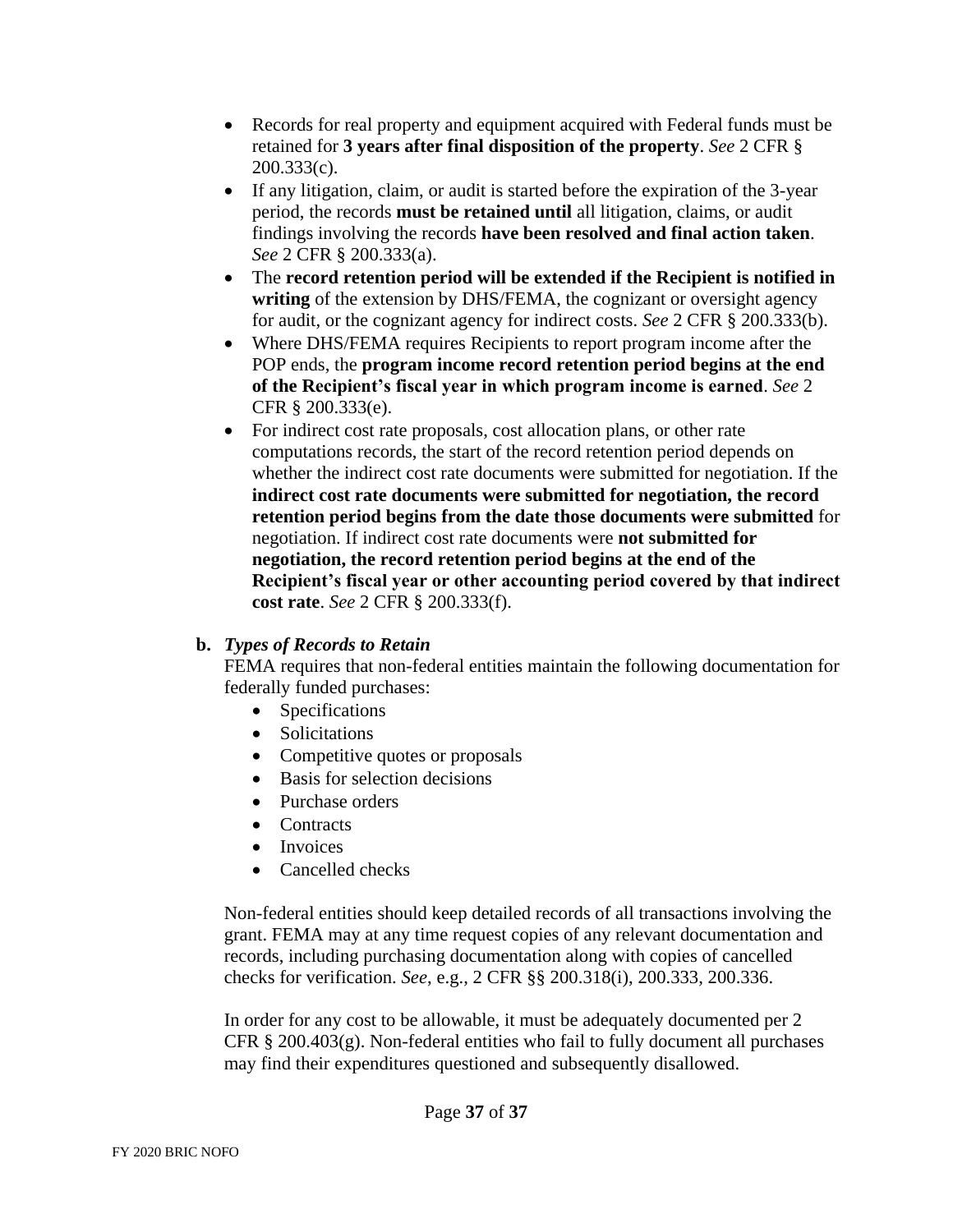- Records for real property and equipment acquired with Federal funds must be retained for **3 years after final disposition of the property**. *See* 2 CFR § 200.333(c).
- If any litigation, claim, or audit is started before the expiration of the 3-year period, the records **must be retained until** all litigation, claims, or audit findings involving the records **have been resolved and final action taken**. *See* 2 CFR § 200.333(a).
- The **record retention period will be extended if the Recipient is notified in writing** of the extension by DHS/FEMA, the cognizant or oversight agency for audit, or the cognizant agency for indirect costs. *See* 2 CFR § 200.333(b).
- Where DHS/FEMA requires Recipients to report program income after the POP ends, the **program income record retention period begins at the end of the Recipient's fiscal year in which program income is earned**. *See* 2 CFR § 200.333(e).
- For indirect cost rate proposals, cost allocation plans, or other rate computations records, the start of the record retention period depends on whether the indirect cost rate documents were submitted for negotiation. If the **indirect cost rate documents were submitted for negotiation, the record retention period begins from the date those documents were submitted** for negotiation. If indirect cost rate documents were **not submitted for negotiation, the record retention period begins at the end of the Recipient's fiscal year or other accounting period covered by that indirect cost rate**. *See* 2 CFR § 200.333(f).

**b.** ***Types of Records to Retain***

FEMA requires that non-federal entities maintain the following documentation for federally funded purchases:

- Specifications
- Solicitations
- Competitive quotes or proposals
- Basis for selection decisions
- Purchase orders
- Contracts
- Invoices
- Cancelled checks

Non-federal entities should keep detailed records of all transactions involving the grant. FEMA may at any time request copies of any relevant documentation and records, including purchasing documentation along with copies of cancelled checks for verification. *See*, e.g., 2 CFR §§ 200.318(i), 200.333, 200.336.

In order for any cost to be allowable, it must be adequately documented per 2 CFR § 200.403(g). Non-federal entities who fail to fully document all purchases may find their expenditures questioned and subsequently disallowed.